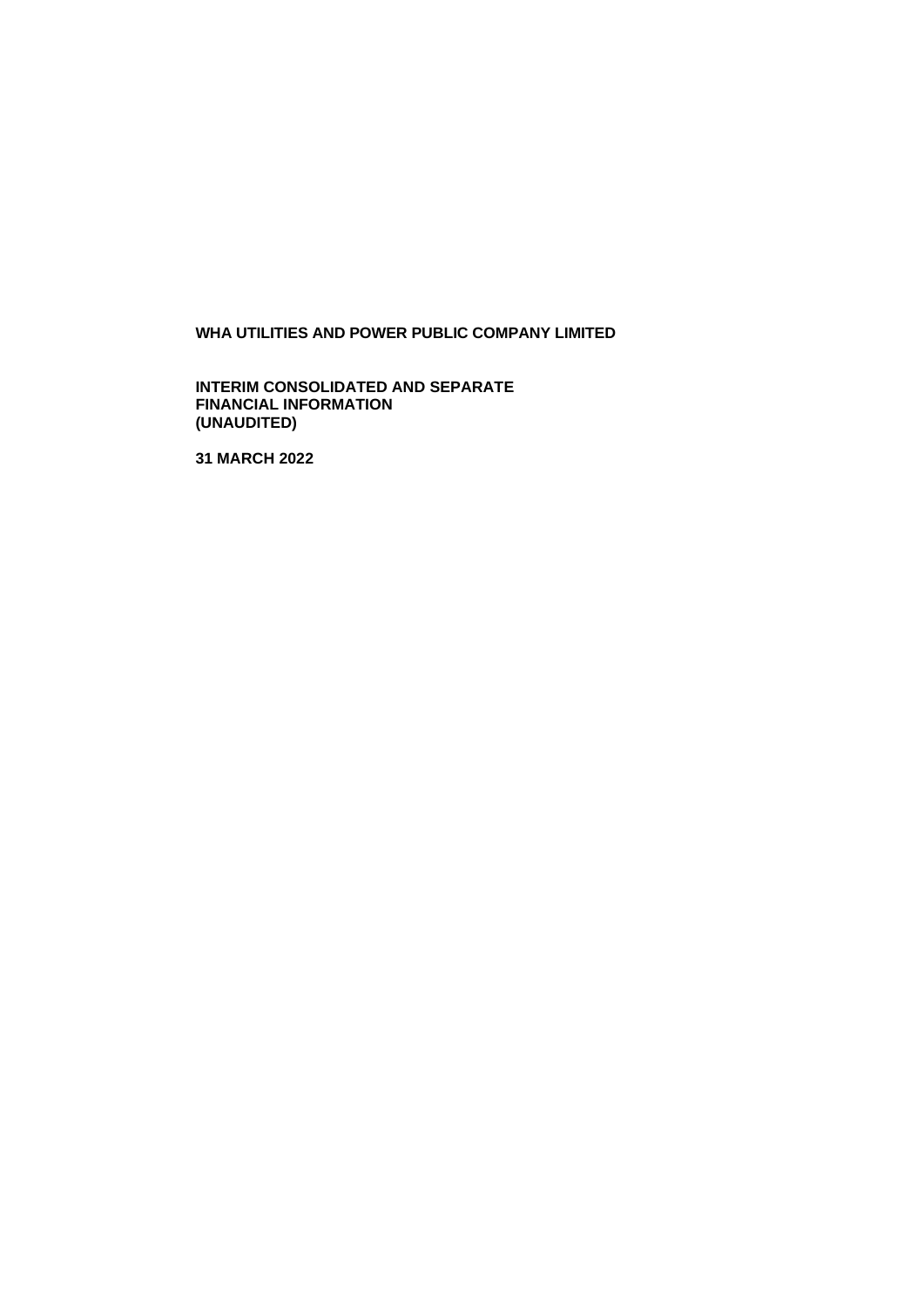**WHA UTILITIES AND POWER PUBLIC COMPANY LIMITED**

**INTERIM CONSOLIDATED AND SEPARATE FINANCIAL INFORMATION (UNAUDITED)**

**31 MARCH 2022**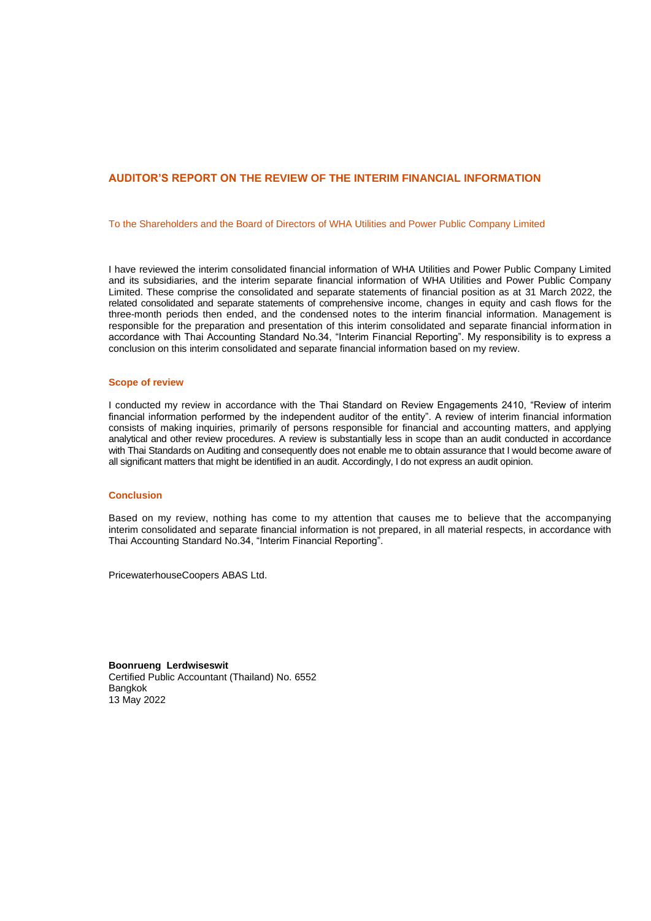# AUDITOR'S REPORT ON THE REVIEW OF THE INTERIM FINANCIAL INFORMATION

To the Shareholders and the Board of Directors of WHA Utilities and Power Public Company Limited

I have reviewed the interim consolidated financial information of WHA Utilities and Power Public Company Limited and its subsidiaries, and the interim separate financial information of WHA Utilities and Power Public Company Limited. These comprise the consolidated and separate statements of financial position as at 31 March 2022, the related consolidated and separate statements of comprehensive income, changes in equity and cash flows for the three-month periods then ended, and the condensed notes to the interim financial information. Management is responsible for the preparation and presentation of this interim consolidated and separate financial information in accordance with Thai Accounting Standard No.34, "Interim Financial Reporting". My responsibility is to express a conclusion on this interim consolidated and separate financial information based on my review.

## Scope of review

I conducted my review in accordance with the Thai Standard on Review Engagements 2410, "Review of interim financial information performed by the independent auditor of the entity". A review of interim financial information consists of making inquiries, primarily of persons responsible for financial and accounting matters, and applying analytical and other review procedures. A review is substantially less in scope than an audit conducted in accordance with Thai Standards on Auditing and consequently does not enable me to obtain assurance that I would become aware of all significant matters that might be identified in an audit. Accordingly, I do not express an audit opinion.

## Conclusion

Based on my review, nothing has come to my attention that causes me to believe that the accompanying interim consolidated and separate financial information is not prepared, in all material respects, in accordance with Thai Accounting Standard No.34, "Interim Financial Reporting".

PricewaterhouseCoopers ABAS Ltd.

**Boonrueng Lerdwiseswit**
Certified Public Accountant (Thailand) No. 6552
Bangkok
13 May 2022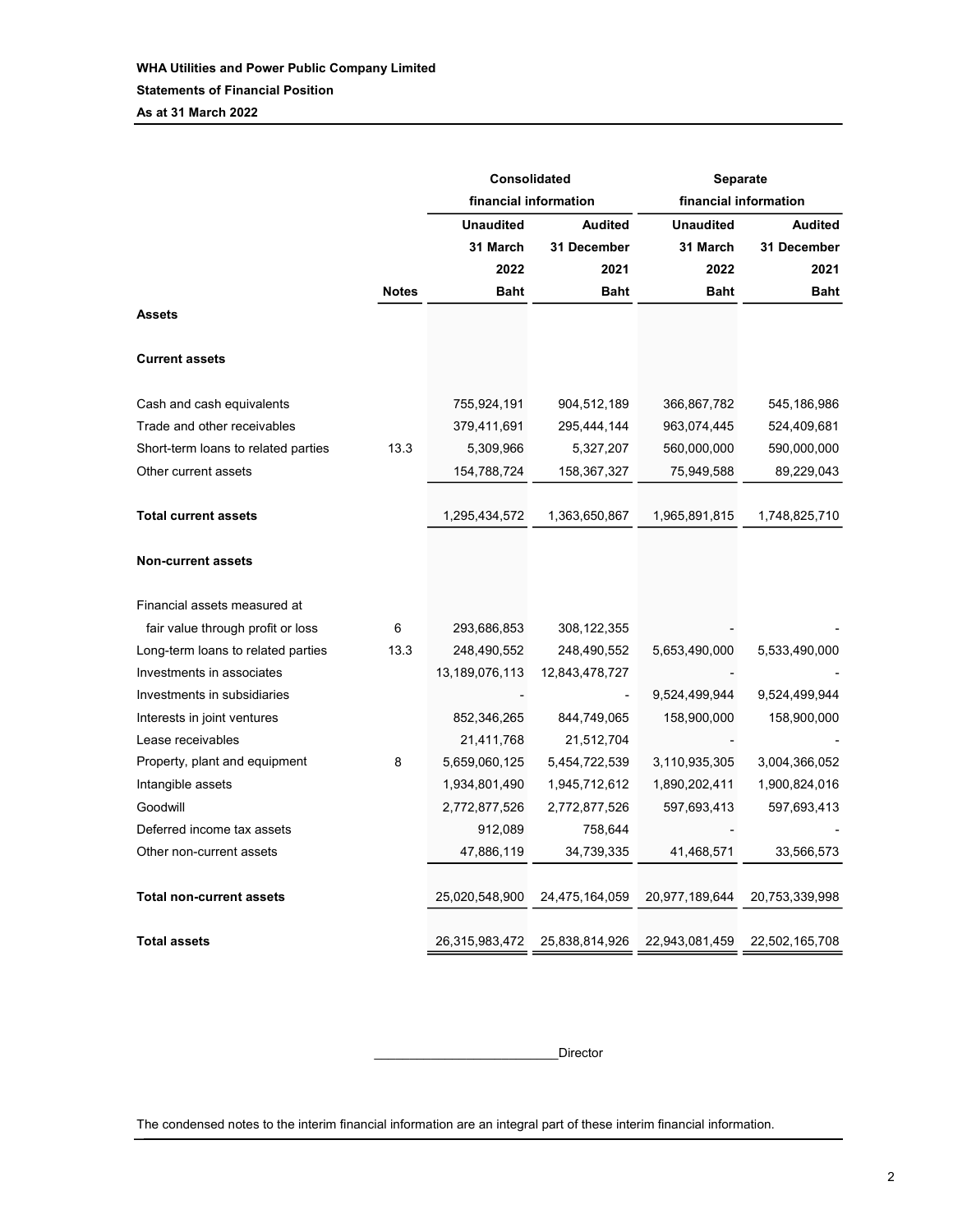**WHA Utilities and Power Public Company Limited**

**Statements of Financial Position**

**As at 31 March 2022**

| | | Consolidated financial information | | Separate financial information | |
|---|---|---|---|---|---|
| | | Unaudited | Audited | Unaudited | Audited |
| | | 31 March | 31 December | 31 March | 31 December |
| | | 2022 | 2021 | 2022 | 2021 |
| | Notes | Baht | Baht | Baht | Baht |
| **Assets** | | | | | |
| **Current assets** | | | | | |
| Cash and cash equivalents | | 755,924,191 | 904,512,189 | 366,867,782 | 545,186,986 |
| Trade and other receivables | | 379,411,691 | 295,444,144 | 963,074,445 | 524,409,681 |
| Short-term loans to related parties | 13.3 | 5,309,966 | 5,327,207 | 560,000,000 | 590,000,000 |
| Other current assets | | 154,788,724 | 158,367,327 | 75,949,588 | 89,229,043 |
| **Total current assets** | | 1,295,434,572 | 1,363,650,867 | 1,965,891,815 | 1,748,825,710 |
| **Non-current assets** | | | | | |
| Financial assets measured at fair value through profit or loss | 6 | 293,686,853 | 308,122,355 | - | - |
| Long-term loans to related parties | 13.3 | 248,490,552 | 248,490,552 | 5,653,490,000 | 5,533,490,000 |
| Investments in associates | | 13,189,076,113 | 12,843,478,727 | - | - |
| Investments in subsidiaries | | - | - | 9,524,499,944 | 9,524,499,944 |
| Interests in joint ventures | | 852,346,265 | 844,749,065 | 158,900,000 | 158,900,000 |
| Lease receivables | | 21,411,768 | 21,512,704 | - | - |
| Property, plant and equipment | 8 | 5,659,060,125 | 5,454,722,539 | 3,110,935,305 | 3,004,366,052 |
| Intangible assets | | 1,934,801,490 | 1,945,712,612 | 1,890,202,411 | 1,900,824,016 |
| Goodwill | | 2,772,877,526 | 2,772,877,526 | 597,693,413 | 597,693,413 |
| Deferred income tax assets | | 912,089 | 758,644 | - | - |
| Other non-current assets | | 47,886,119 | 34,739,335 | 41,468,571 | 33,566,573 |
| **Total non-current assets** | | 25,020,548,900 | 24,475,164,059 | 20,977,189,644 | 20,753,339,998 |
| **Total assets** | | 26,315,983,472 | 25,838,814,926 | 22,943,081,459 | 22,502,165,708 |

_________________________Director

The condensed notes to the interim financial information are an integral part of these interim financial information.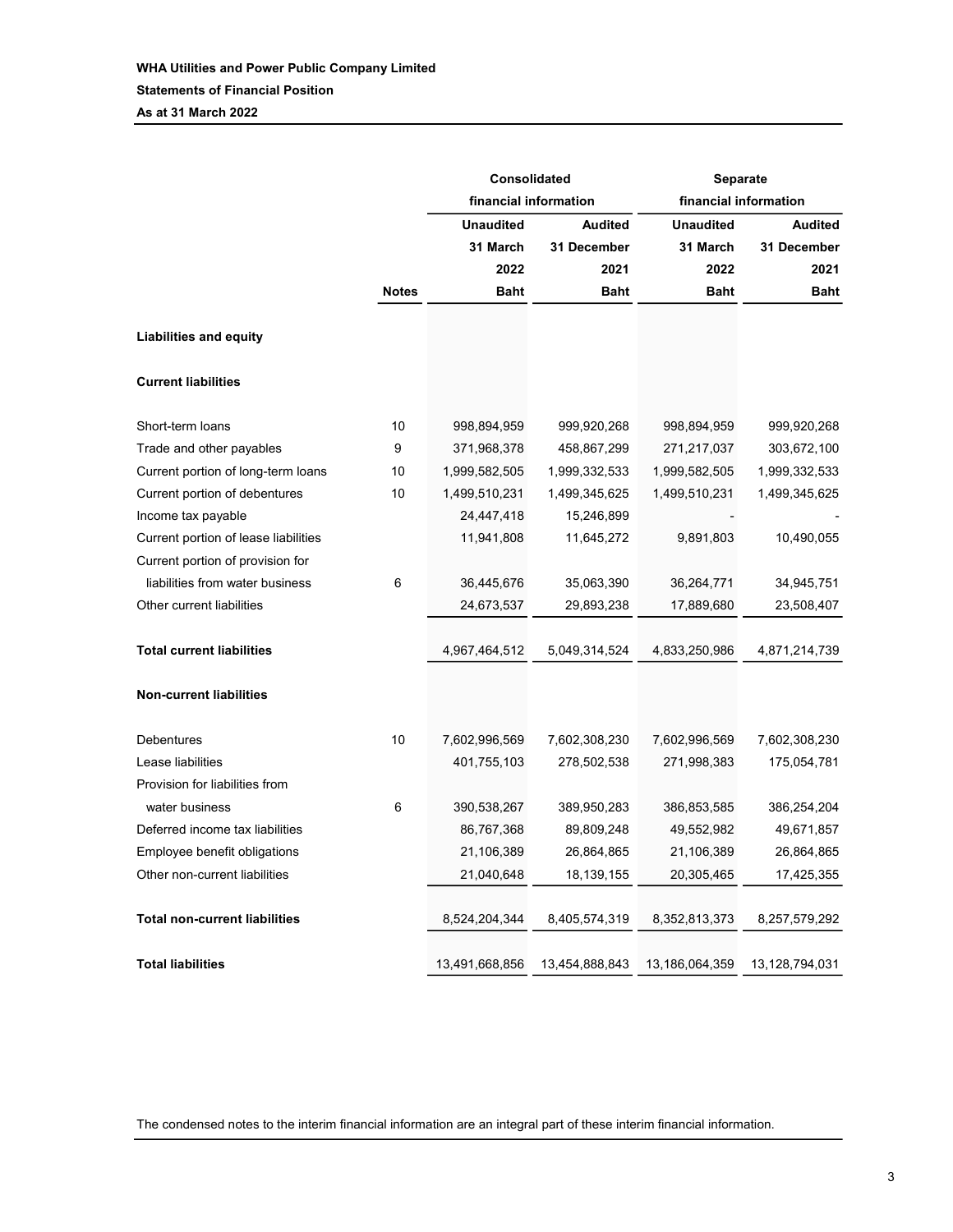**WHA Utilities and Power Public Company Limited**

**Statements of Financial Position**

**As at 31 March 2022**

| | | Consolidated financial information | | Separate financial information | |
|---|---|---|---|---|---|
| | | Unaudited | Audited | Unaudited | Audited |
| | | 31 March | 31 December | 31 March | 31 December |
| | | 2022 | 2021 | 2022 | 2021 |
| | Notes | Baht | Baht | Baht | Baht |
| **Liabilities and equity** | | | | | |
| **Current liabilities** | | | | | |
| Short-term loans | 10 | 998,894,959 | 999,920,268 | 998,894,959 | 999,920,268 |
| Trade and other payables | 9 | 371,968,378 | 458,867,299 | 271,217,037 | 303,672,100 |
| Current portion of long-term loans | 10 | 1,999,582,505 | 1,999,332,533 | 1,999,582,505 | 1,999,332,533 |
| Current portion of debentures | 10 | 1,499,510,231 | 1,499,345,625 | 1,499,510,231 | 1,499,345,625 |
| Income tax payable | | 24,447,418 | 15,246,899 | - | - |
| Current portion of lease liabilities | | 11,941,808 | 11,645,272 | 9,891,803 | 10,490,055 |
| Current portion of provision for liabilities from water business | 6 | 36,445,676 | 35,063,390 | 36,264,771 | 34,945,751 |
| Other current liabilities | | 24,673,537 | 29,893,238 | 17,889,680 | 23,508,407 |
| **Total current liabilities** | | 4,967,464,512 | 5,049,314,524 | 4,833,250,986 | 4,871,214,739 |
| **Non-current liabilities** | | | | | |
| Debentures | 10 | 7,602,996,569 | 7,602,308,230 | 7,602,996,569 | 7,602,308,230 |
| Lease liabilities | | 401,755,103 | 278,502,538 | 271,998,383 | 175,054,781 |
| Provision for liabilities from water business | 6 | 390,538,267 | 389,950,283 | 386,853,585 | 386,254,204 |
| Deferred income tax liabilities | | 86,767,368 | 89,809,248 | 49,552,982 | 49,671,857 |
| Employee benefit obligations | | 21,106,389 | 26,864,865 | 21,106,389 | 26,864,865 |
| Other non-current liabilities | | 21,040,648 | 18,139,155 | 20,305,465 | 17,425,355 |
| **Total non-current liabilities** | | 8,524,204,344 | 8,405,574,319 | 8,352,813,373 | 8,257,579,292 |
| **Total liabilities** | | 13,491,668,856 | 13,454,888,843 | 13,186,064,359 | 13,128,794,031 |

The condensed notes to the interim financial information are an integral part of these interim financial information.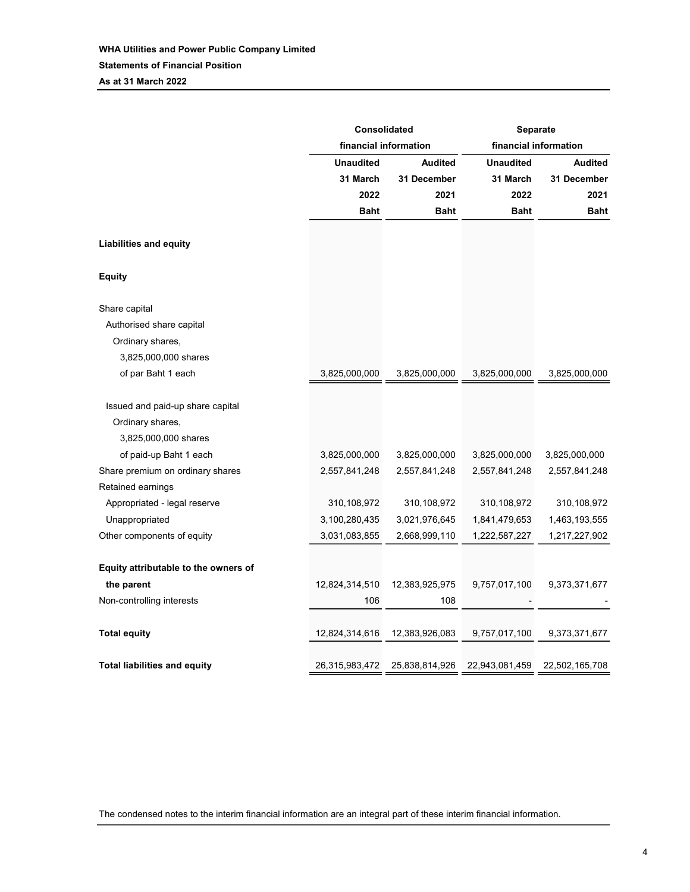**WHA Utilities and Power Public Company Limited**

**Statements of Financial Position**

**As at 31 March 2022**

| | Consolidated financial information | | Separate financial information | |
|---|---|---|---|---|
| | Unaudited | Audited | Unaudited | Audited |
| | 31 March 2022 | 31 December 2021 | 31 March 2022 | 31 December 2021 |
| | Baht | Baht | Baht | Baht |
| **Liabilities and equity** | | | | |
| **Equity** | | | | |
| Share capital | | | | |
| Authorised share capital | | | | |
| Ordinary shares, 3,825,000,000 shares of par Baht 1 each | 3,825,000,000 | 3,825,000,000 | 3,825,000,000 | 3,825,000,000 |
| Issued and paid-up share capital | | | | |
| Ordinary shares, 3,825,000,000 shares of paid-up Baht 1 each | 3,825,000,000 | 3,825,000,000 | 3,825,000,000 | 3,825,000,000 |
| Share premium on ordinary shares | 2,557,841,248 | 2,557,841,248 | 2,557,841,248 | 2,557,841,248 |
| Retained earnings | | | | |
| Appropriated - legal reserve | 310,108,972 | 310,108,972 | 310,108,972 | 310,108,972 |
| Unappropriated | 3,100,280,435 | 3,021,976,645 | 1,841,479,653 | 1,463,193,555 |
| Other components of equity | 3,031,083,855 | 2,668,999,110 | 1,222,587,227 | 1,217,227,902 |
| **Equity attributable to the owners of the parent** | 12,824,314,510 | 12,383,925,975 | 9,757,017,100 | 9,373,371,677 |
| Non-controlling interests | 106 | 108 | - | - |
| **Total equity** | 12,824,314,616 | 12,383,926,083 | 9,757,017,100 | 9,373,371,677 |
| **Total liabilities and equity** | 26,315,983,472 | 25,838,814,926 | 22,943,081,459 | 22,502,165,708 |

The condensed notes to the interim financial information are an integral part of these interim financial information.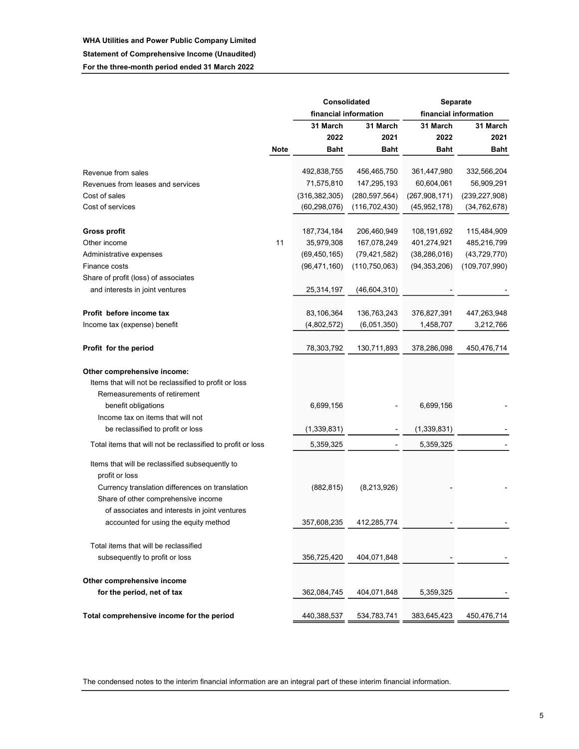**WHA Utilities and Power Public Company Limited**

**Statement of Comprehensive Income (Unaudited)**

**For the three-month period ended 31 March 2022**

| | | Consolidated financial information | | Separate financial information | |
|---|---|---|---|---|---|
| | | 31 March 2022 | 31 March 2021 | 31 March 2022 | 31 March 2021 |
| | Note | Baht | Baht | Baht | Baht |
| Revenue from sales | | 492,838,755 | 456,465,750 | 361,447,980 | 332,566,204 |
| Revenues from leases and services | | 71,575,810 | 147,295,193 | 60,604,061 | 56,909,291 |
| Cost of sales | | (316,382,305) | (280,597,564) | (267,908,171) | (239,227,908) |
| Cost of services | | (60,298,076) | (116,702,430) | (45,952,178) | (34,762,678) |
| **Gross profit** | | 187,734,184 | 206,460,949 | 108,191,692 | 115,484,909 |
| Other income | 11 | 35,979,308 | 167,078,249 | 401,274,921 | 485,216,799 |
| Administrative expenses | | (69,450,165) | (79,421,582) | (38,286,016) | (43,729,770) |
| Finance costs | | (96,471,160) | (110,750,063) | (94,353,206) | (109,707,990) |
| Share of profit (loss) of associates and interests in joint ventures | | 25,314,197 | (46,604,310) | - | - |
| **Profit before income tax** | | 83,106,364 | 136,763,243 | 376,827,391 | 447,263,948 |
| Income tax (expense) benefit | | (4,802,572) | (6,051,350) | 1,458,707 | 3,212,766 |
| **Profit for the period** | | 78,303,792 | 130,711,893 | 378,286,098 | 450,476,714 |
| **Other comprehensive income:** | | | | | |
| Items that will not be reclassified to profit or loss | | | | | |
| Remeasurements of retirement benefit obligations | | 6,699,156 | - | 6,699,156 | - |
| Income tax on items that will not be reclassified to profit or loss | | (1,339,831) | - | (1,339,831) | - |
| Total items that will not be reclassified to profit or loss | | 5,359,325 | - | 5,359,325 | - |
| Items that will be reclassified subsequently to profit or loss | | | | | |
| Currency translation differences on translation | | (882,815) | (8,213,926) | - | - |
| Share of other comprehensive income of associates and interests in joint ventures accounted for using the equity method | | 357,608,235 | 412,285,774 | - | - |
| Total items that will be reclassified subsequently to profit or loss | | 356,725,420 | 404,071,848 | - | - |
| **Other comprehensive income for the period, net of tax** | | 362,084,745 | 404,071,848 | 5,359,325 | - |
| **Total comprehensive income for the period** | | 440,388,537 | 534,783,741 | 383,645,423 | 450,476,714 |

The condensed notes to the interim financial information are an integral part of these interim financial information.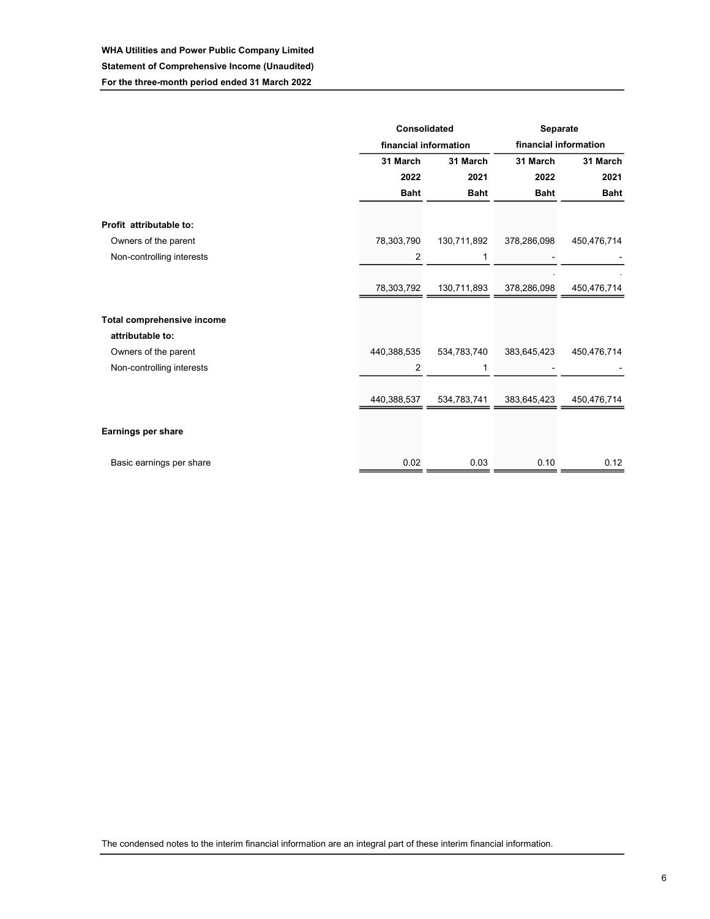**WHA Utilities and Power Public Company Limited**

**Statement of Comprehensive Income (Unaudited)**

**For the three-month period ended 31 March 2022**

| | Consolidated financial information | | Separate financial information | |
|---|---|---|---|---|
| | 31 March 2022 Baht | 31 March 2021 Baht | 31 March 2022 Baht | 31 March 2021 Baht |
| **Profit attributable to:** | | | | |
| Owners of the parent | 78,303,790 | 130,711,892 | 378,286,098 | 450,476,714 |
| Non-controlling interests | 2 | 1 | - | - |
| | 78,303,792 | 130,711,893 | 378,286,098 | 450,476,714 |
| **Total comprehensive income attributable to:** | | | | |
| Owners of the parent | 440,388,535 | 534,783,740 | 383,645,423 | 450,476,714 |
| Non-controlling interests | 2 | 1 | - | - |
| | 440,388,537 | 534,783,741 | 383,645,423 | 450,476,714 |
| **Earnings per share** | | | | |
| Basic earnings per share | 0.02 | 0.03 | 0.10 | 0.12 |

The condensed notes to the interim financial information are an integral part of these interim financial information.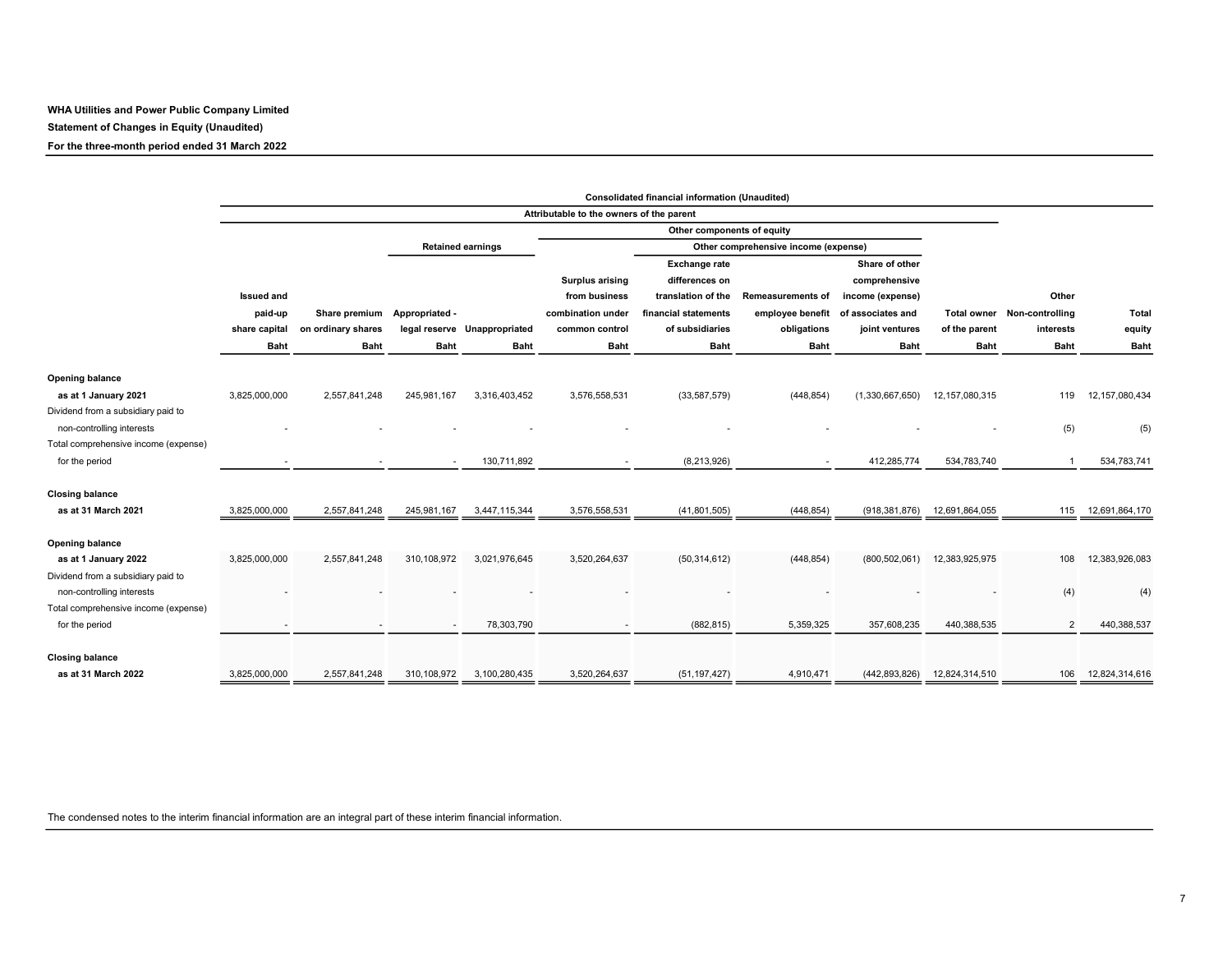**WHA Utilities and Power Public Company Limited**

**Statement of Changes in Equity (Unaudited)**

**For the three-month period ended 31 March 2022**

| | Consolidated financial information (Unaudited) | | | | | | | | | | |
|---|---|---|---|---|---|---|---|---|---|---|---|
| | Attributable to the owners of the parent | | | | | | | | | | |
| | | | Retained earnings | | Other components of equity | | | | | | |
| | | | | | | Other comprehensive income (expense) | | | | | |
| | Issued and paid-up share capital | Share premium on ordinary shares | Appropriated - legal reserve | Unappropriated | Surplus arising from business combination under common control | Exchange rate differences on translation of the financial statements of subsidiaries | Remeasurements of employee benefit obligations | Share of other comprehensive income (expense) of associates and joint ventures | Total owner of the parent | Other Non-controlling interests | Total equity |
| | Baht | Baht | Baht | Baht | Baht | Baht | Baht | Baht | Baht | Baht | Baht |
| **Opening balance as at 1 January 2021** | 3,825,000,000 | 2,557,841,248 | 245,981,167 | 3,316,403,452 | 3,576,558,531 | (33,587,579) | (448,854) | (1,330,667,650) | 12,157,080,315 | 119 | 12,157,080,434 |
| Dividend from a subsidiary paid to non-controlling interests | - | - | - | - | - | - | - | - | - | (5) | (5) |
| Total comprehensive income (expense) for the period | - | - | - | 130,711,892 | - | (8,213,926) | - | 412,285,774 | 534,783,740 | 1 | 534,783,741 |
| **Closing balance as at 31 March 2021** | 3,825,000,000 | 2,557,841,248 | 245,981,167 | 3,447,115,344 | 3,576,558,531 | (41,801,505) | (448,854) | (918,381,876) | 12,691,864,055 | 115 | 12,691,864,170 |
| **Opening balance as at 1 January 2022** | 3,825,000,000 | 2,557,841,248 | 310,108,972 | 3,021,976,645 | 3,520,264,637 | (50,314,612) | (448,854) | (800,502,061) | 12,383,925,975 | 108 | 12,383,926,083 |
| Dividend from a subsidiary paid to non-controlling interests | - | - | - | - | - | - | - | - | - | (4) | (4) |
| Total comprehensive income (expense) for the period | - | - | - | 78,303,790 | - | (882,815) | 5,359,325 | 357,608,235 | 440,388,535 | 2 | 440,388,537 |
| **Closing balance as at 31 March 2022** | 3,825,000,000 | 2,557,841,248 | 310,108,972 | 3,100,280,435 | 3,520,264,637 | (51,197,427) | 4,910,471 | (442,893,826) | 12,824,314,510 | 106 | 12,824,314,616 |

The condensed notes to the interim financial information are an integral part of these interim financial information.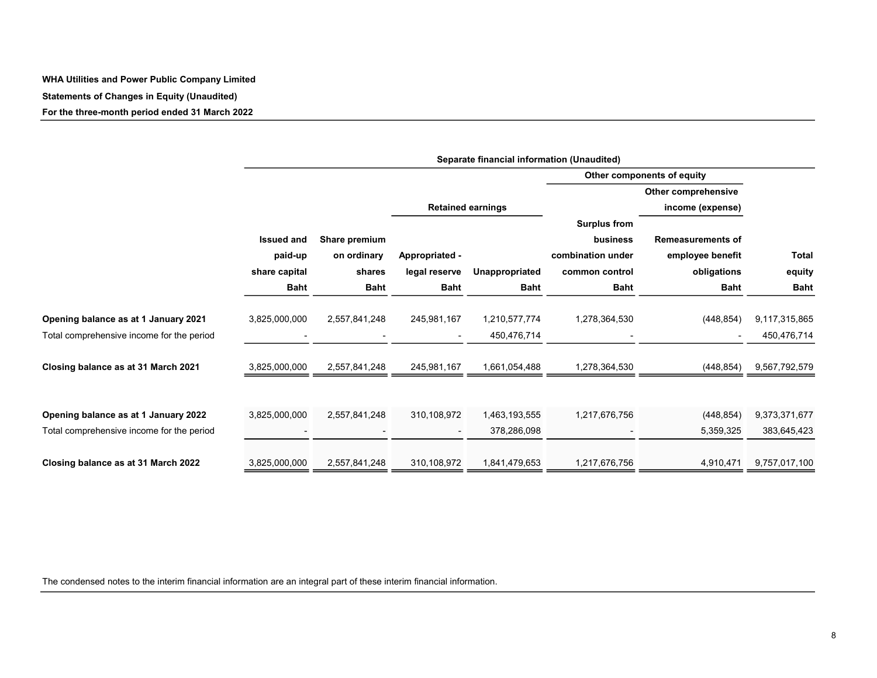**WHA Utilities and Power Public Company Limited**

**Statements of Changes in Equity (Unaudited)**

**For the three-month period ended 31 March 2022**

| | Separate financial information (Unaudited) | | | | | | |
|---|---|---|---|---|---|---|---|
| | | | | | Other components of equity | | |
| | | | Retained earnings | | | Other comprehensive income (expense) | |
| | Issued and paid-up share capital | Share premium on ordinary shares | Appropriated - legal reserve | Unappropriated | Surplus from business combination under common control | Remeasurements of employee benefit obligations | Total equity |
| | Baht | Baht | Baht | Baht | Baht | Baht | Baht |
| **Opening balance as at 1 January 2021** | 3,825,000,000 | 2,557,841,248 | 245,981,167 | 1,210,577,774 | 1,278,364,530 | (448,854) | 9,117,315,865 |
| Total comprehensive income for the period | - | - | - | 450,476,714 | - | - | 450,476,714 |
| **Closing balance as at 31 March 2021** | 3,825,000,000 | 2,557,841,248 | 245,981,167 | 1,661,054,488 | 1,278,364,530 | (448,854) | 9,567,792,579 |
| | | | | | | | |
| **Opening balance as at 1 January 2022** | 3,825,000,000 | 2,557,841,248 | 310,108,972 | 1,463,193,555 | 1,217,676,756 | (448,854) | 9,373,371,677 |
| Total comprehensive income for the period | - | - | - | 378,286,098 | - | 5,359,325 | 383,645,423 |
| **Closing balance as at 31 March 2022** | 3,825,000,000 | 2,557,841,248 | 310,108,972 | 1,841,479,653 | 1,217,676,756 | 4,910,471 | 9,757,017,100 |

The condensed notes to the interim financial information are an integral part of these interim financial information.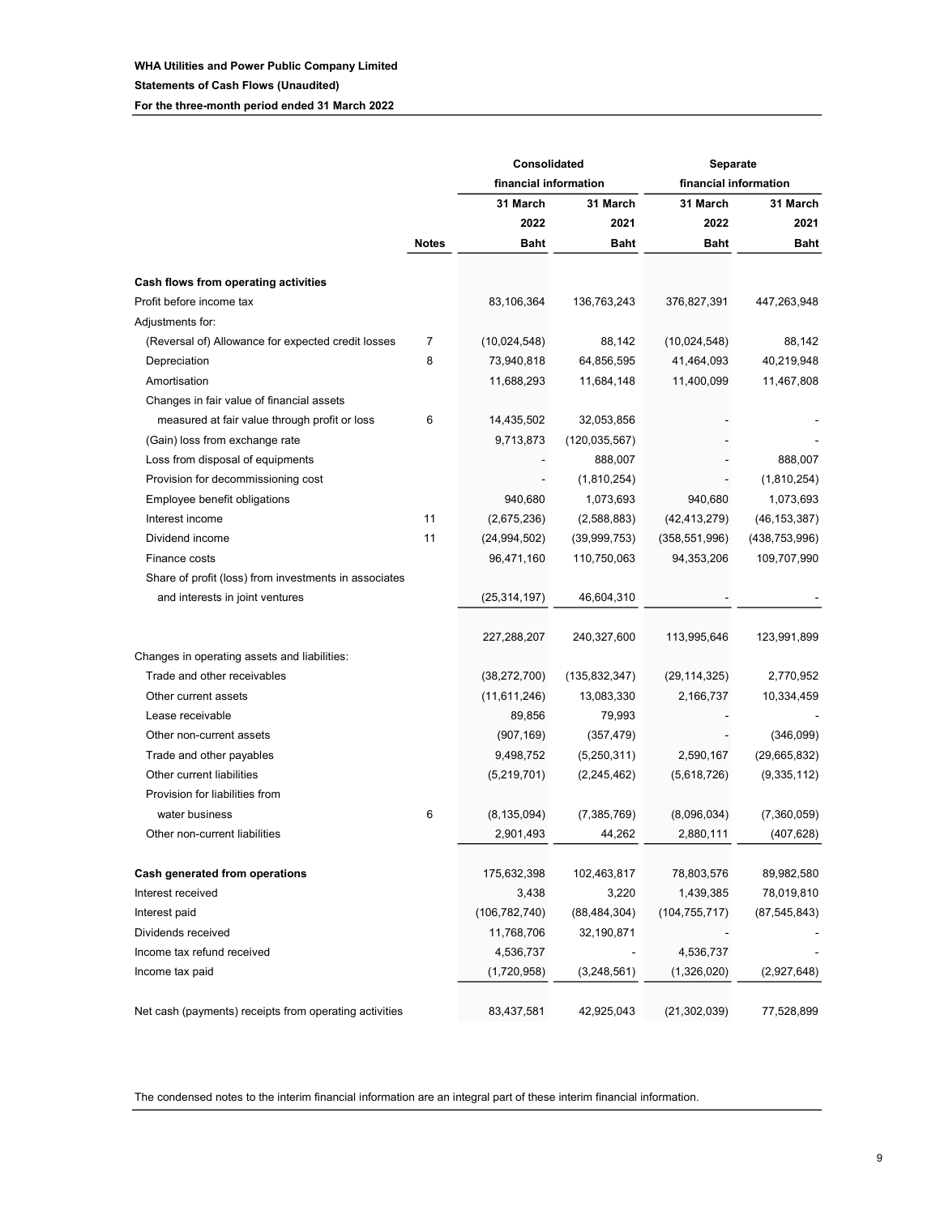**WHA Utilities and Power Public Company Limited**

**Statements of Cash Flows (Unaudited)**

**For the three-month period ended 31 March 2022**

| | | Consolidated financial information | | Separate financial information | |
|---|---|---|---|---|---|
| | | 31 March 2022 | 31 March 2021 | 31 March 2022 | 31 March 2021 |
| | Notes | Baht | Baht | Baht | Baht |
| **Cash flows from operating activities** | | | | | |
| Profit before income tax | | 83,106,364 | 136,763,243 | 376,827,391 | 447,263,948 |
| Adjustments for: | | | | | |
| (Reversal of) Allowance for expected credit losses | 7 | (10,024,548) | 88,142 | (10,024,548) | 88,142 |
| Depreciation | 8 | 73,940,818 | 64,856,595 | 41,464,093 | 40,219,948 |
| Amortisation | | 11,688,293 | 11,684,148 | 11,400,099 | 11,467,808 |
| Changes in fair value of financial assets measured at fair value through profit or loss | 6 | 14,435,502 | 32,053,856 | - | - |
| (Gain) loss from exchange rate | | 9,713,873 | (120,035,567) | - | - |
| Loss from disposal of equipments | | - | 888,007 | - | 888,007 |
| Provision for decommissioning cost | | - | (1,810,254) | - | (1,810,254) |
| Employee benefit obligations | | 940,680 | 1,073,693 | 940,680 | 1,073,693 |
| Interest income | 11 | (2,675,236) | (2,588,883) | (42,413,279) | (46,153,387) |
| Dividend income | 11 | (24,994,502) | (39,999,753) | (358,551,996) | (438,753,996) |
| Finance costs | | 96,471,160 | 110,750,063 | 94,353,206 | 109,707,990 |
| Share of profit (loss) from investments in associates and interests in joint ventures | | (25,314,197) | 46,604,310 | - | - |
| | | 227,288,207 | 240,327,600 | 113,995,646 | 123,991,899 |
| Changes in operating assets and liabilities: | | | | | |
| Trade and other receivables | | (38,272,700) | (135,832,347) | (29,114,325) | 2,770,952 |
| Other current assets | | (11,611,246) | 13,083,330 | 2,166,737 | 10,334,459 |
| Lease receivable | | 89,856 | 79,993 | - | - |
| Other non-current assets | | (907,169) | (357,479) | - | (346,099) |
| Trade and other payables | | 9,498,752 | (5,250,311) | 2,590,167 | (29,665,832) |
| Other current liabilities | | (5,219,701) | (2,245,462) | (5,618,726) | (9,335,112) |
| Provision for liabilities from water business | 6 | (8,135,094) | (7,385,769) | (8,096,034) | (7,360,059) |
| Other non-current liabilities | | 2,901,493 | 44,262 | 2,880,111 | (407,628) |
| **Cash generated from operations** | | 175,632,398 | 102,463,817 | 78,803,576 | 89,982,580 |
| Interest received | | 3,438 | 3,220 | 1,439,385 | 78,019,810 |
| Interest paid | | (106,782,740) | (88,484,304) | (104,755,717) | (87,545,843) |
| Dividends received | | 11,768,706 | 32,190,871 | - | - |
| Income tax refund received | | 4,536,737 | - | 4,536,737 | - |
| Income tax paid | | (1,720,958) | (3,248,561) | (1,326,020) | (2,927,648) |
| Net cash (payments) receipts from operating activities | | 83,437,581 | 42,925,043 | (21,302,039) | 77,528,899 |

The condensed notes to the interim financial information are an integral part of these interim financial information.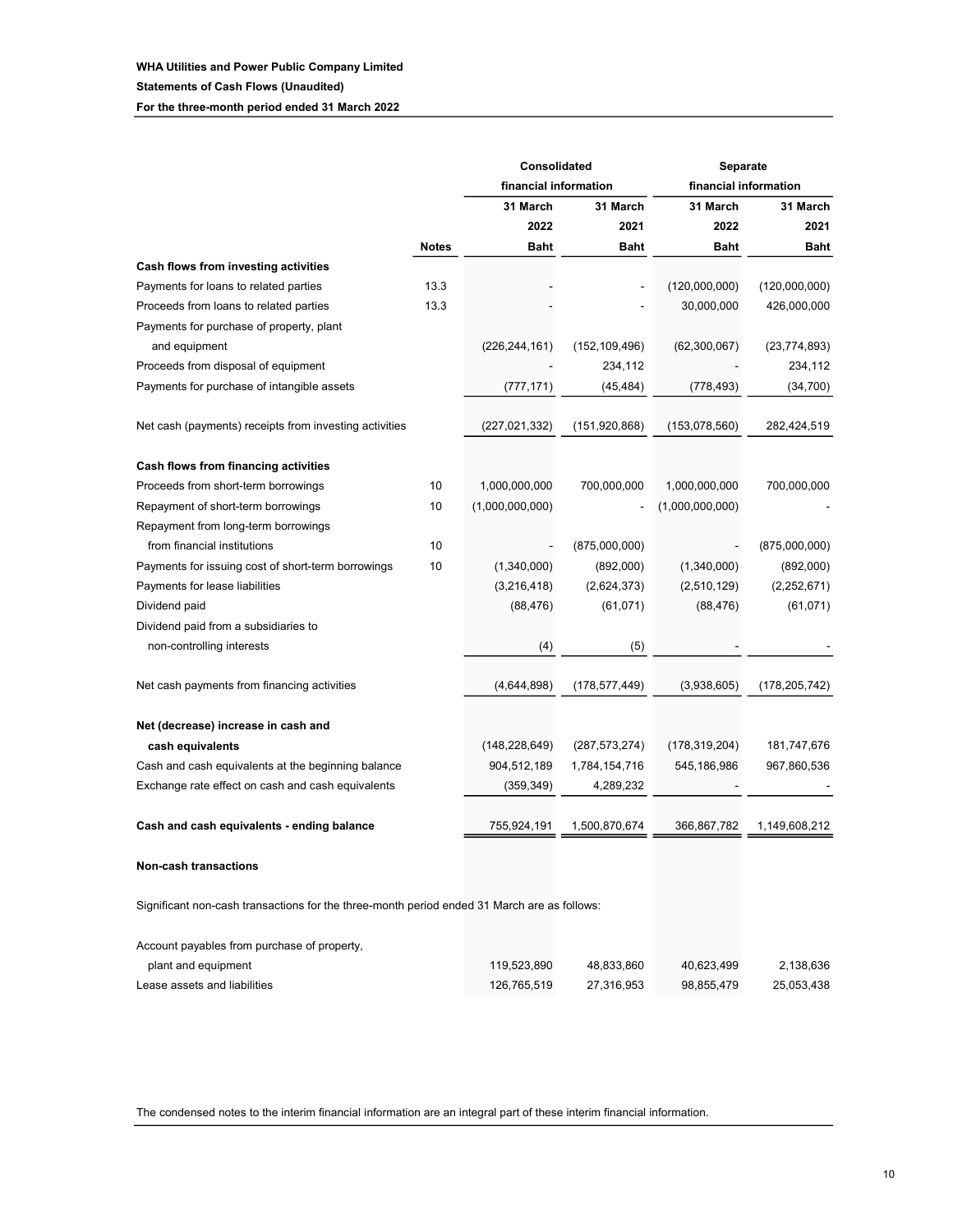**WHA Utilities and Power Public Company Limited**

**Statements of Cash Flows (Unaudited)**

**For the three-month period ended 31 March 2022**

| | | Consolidated financial information | | Separate financial information | |
|---|---|---|---|---|---|
| | | **31 March 2022** | **31 March 2021** | **31 March 2022** | **31 March 2021** |
| | **Notes** | **Baht** | **Baht** | **Baht** | **Baht** |
| **Cash flows from investing activities** | | | | | |
| Payments for loans to related parties | 13.3 | - | - | (120,000,000) | (120,000,000) |
| Proceeds from loans to related parties | 13.3 | - | - | 30,000,000 | 426,000,000 |
| Payments for purchase of property, plant and equipment | | (226,244,161) | (152,109,496) | (62,300,067) | (23,774,893) |
| Proceeds from disposal of equipment | | - | 234,112 | - | 234,112 |
| Payments for purchase of intangible assets | | (777,171) | (45,484) | (778,493) | (34,700) |
| Net cash (payments) receipts from investing activities | | (227,021,332) | (151,920,868) | (153,078,560) | 282,424,519 |
| **Cash flows from financing activities** | | | | | |
| Proceeds from short-term borrowings | 10 | 1,000,000,000 | 700,000,000 | 1,000,000,000 | 700,000,000 |
| Repayment of short-term borrowings | 10 | (1,000,000,000) | - | (1,000,000,000) | - |
| Repayment from long-term borrowings from financial institutions | 10 | - | (875,000,000) | - | (875,000,000) |
| Payments for issuing cost of short-term borrowings | 10 | (1,340,000) | (892,000) | (1,340,000) | (892,000) |
| Payments for lease liabilities | | (3,216,418) | (2,624,373) | (2,510,129) | (2,252,671) |
| Dividend paid | | (88,476) | (61,071) | (88,476) | (61,071) |
| Dividend paid from a subsidiaries to non-controlling interests | | (4) | (5) | - | - |
| Net cash payments from financing activities | | (4,644,898) | (178,577,449) | (3,938,605) | (178,205,742) |
| **Net (decrease) increase in cash and cash equivalents** | | (148,228,649) | (287,573,274) | (178,319,204) | 181,747,676 |
| Cash and cash equivalents at the beginning balance | | 904,512,189 | 1,784,154,716 | 545,186,986 | 967,860,536 |
| Exchange rate effect on cash and cash equivalents | | (359,349) | 4,289,232 | - | - |
| **Cash and cash equivalents - ending balance** | | 755,924,191 | 1,500,870,674 | 366,867,782 | 1,149,608,212 |

**Non-cash transactions**

Significant non-cash transactions for the three-month period ended 31 March are as follows:

| | | | | | |
|---|---|---|---|---|---|
| Account payables from purchase of property, plant and equipment | | 119,523,890 | 48,833,860 | 40,623,499 | 2,138,636 |
| Lease assets and liabilities | | 126,765,519 | 27,316,953 | 98,855,479 | 25,053,438 |

The condensed notes to the interim financial information are an integral part of these interim financial information.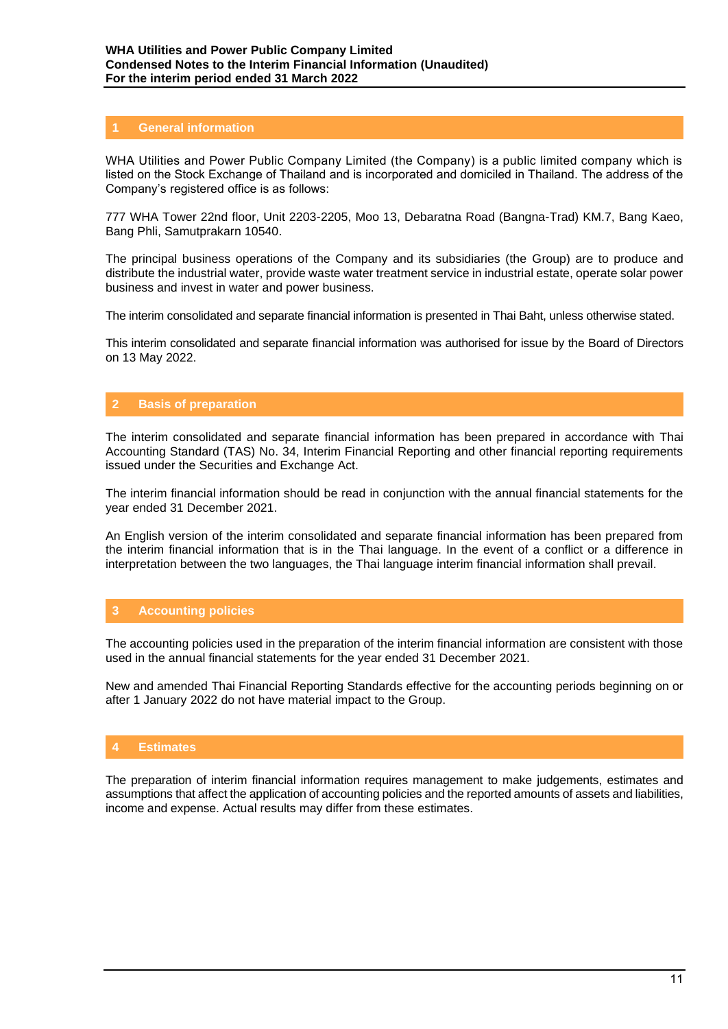## 1 General information

WHA Utilities and Power Public Company Limited (the Company) is a public limited company which is listed on the Stock Exchange of Thailand and is incorporated and domiciled in Thailand. The address of the Company's registered office is as follows:

777 WHA Tower 22nd floor, Unit 2203-2205, Moo 13, Debaratna Road (Bangna-Trad) KM.7, Bang Kaeo, Bang Phli, Samutprakarn 10540.

The principal business operations of the Company and its subsidiaries (the Group) are to produce and distribute the industrial water, provide waste water treatment service in industrial estate, operate solar power business and invest in water and power business.

The interim consolidated and separate financial information is presented in Thai Baht, unless otherwise stated.

This interim consolidated and separate financial information was authorised for issue by the Board of Directors on 13 May 2022.

## 2 Basis of preparation

The interim consolidated and separate financial information has been prepared in accordance with Thai Accounting Standard (TAS) No. 34, Interim Financial Reporting and other financial reporting requirements issued under the Securities and Exchange Act.

The interim financial information should be read in conjunction with the annual financial statements for the year ended 31 December 2021.

An English version of the interim consolidated and separate financial information has been prepared from the interim financial information that is in the Thai language. In the event of a conflict or a difference in interpretation between the two languages, the Thai language interim financial information shall prevail.

## 3 Accounting policies

The accounting policies used in the preparation of the interim financial information are consistent with those used in the annual financial statements for the year ended 31 December 2021.

New and amended Thai Financial Reporting Standards effective for the accounting periods beginning on or after 1 January 2022 do not have material impact to the Group.

## 4 Estimates

The preparation of interim financial information requires management to make judgements, estimates and assumptions that affect the application of accounting policies and the reported amounts of assets and liabilities, income and expense. Actual results may differ from these estimates.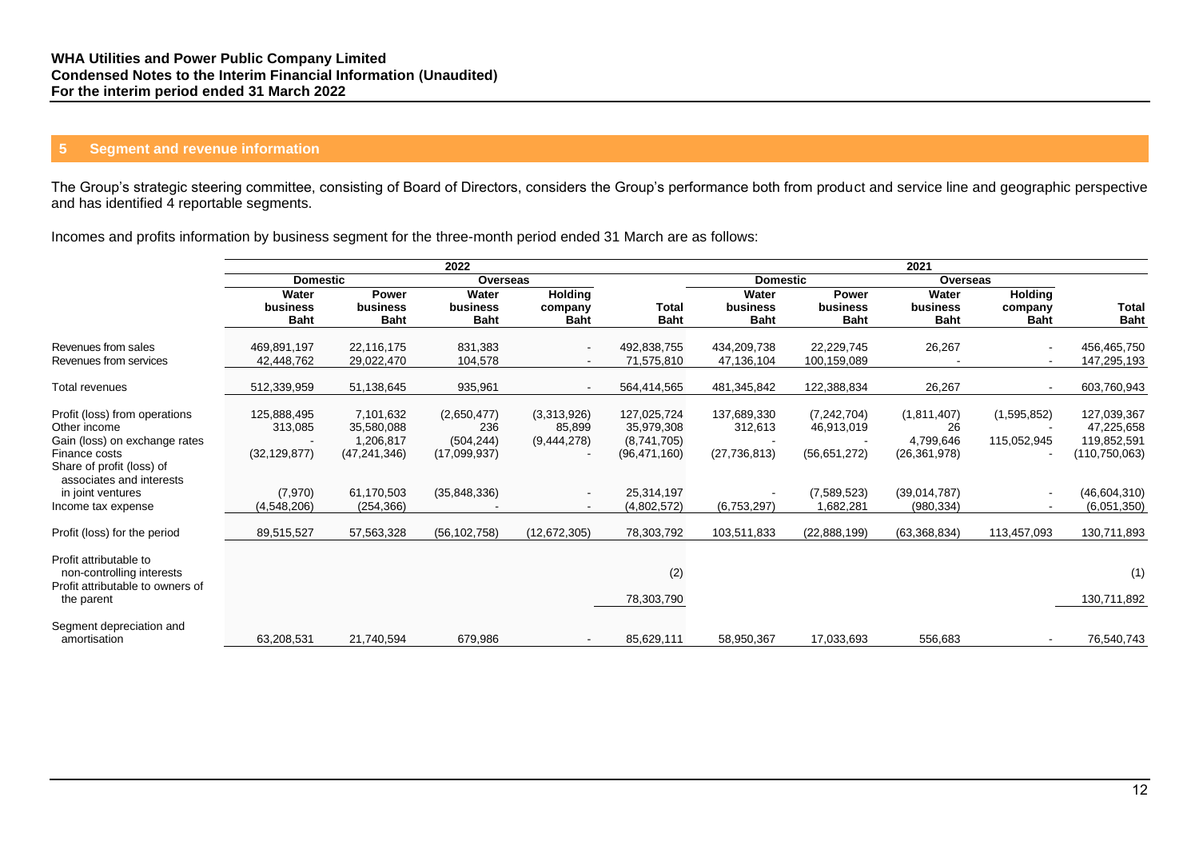## 5 Segment and revenue information

The Group's strategic steering committee, consisting of Board of Directors, considers the Group's performance both from product and service line and geographic perspective and has identified 4 reportable segments.

Incomes and profits information by business segment for the three-month period ended 31 March are as follows:

| | 2022 | | | | | 2021 | | | | |
|---|---|---|---|---|---|---|---|---|---|---|
| | Domestic | | Overseas | | | Domestic | | Overseas | | |
| | Water business Baht | Power business Baht | Water business Baht | Holding company Baht | Total Baht | Water business Baht | Power business Baht | Water business Baht | Holding company Baht | Total Baht |
| Revenues from sales | 469,891,197 | 22,116,175 | 831,383 | - | 492,838,755 | 434,209,738 | 22,229,745 | 26,267 | - | 456,465,750 |
| Revenues from services | 42,448,762 | 29,022,470 | 104,578 | - | 71,575,810 | 47,136,104 | 100,159,089 | - | - | 147,295,193 |
| Total revenues | 512,339,959 | 51,138,645 | 935,961 | - | 564,414,565 | 481,345,842 | 122,388,834 | 26,267 | - | 603,760,943 |
| Profit (loss) from operations | 125,888,495 | 7,101,632 | (2,650,477) | (3,313,926) | 127,025,724 | 137,689,330 | (7,242,704) | (1,811,407) | (1,595,852) | 127,039,367 |
| Other income | 313,085 | 35,580,088 | 236 | 85,899 | 35,979,308 | 312,613 | 46,913,019 | 26 | - | 47,225,658 |
| Gain (loss) on exchange rates | - | 1,206,817 | (504,244) | (9,444,278) | (8,741,705) | - | - | 4,799,646 | 115,052,945 | 119,852,591 |
| Finance costs | (32,129,877) | (47,241,346) | (17,099,937) | - | (96,471,160) | (27,736,813) | (56,651,272) | (26,361,978) | - | (110,750,063) |
| Share of profit (loss) of associates and interests in joint ventures | (7,970) | 61,170,503 | (35,848,336) | - | 25,314,197 | - | (7,589,523) | (39,014,787) | - | (46,604,310) |
| Income tax expense | (4,548,206) | (254,366) | - | - | (4,802,572) | (6,753,297) | 1,682,281 | (980,334) | - | (6,051,350) |
| Profit (loss) for the period | 89,515,527 | 57,563,328 | (56,102,758) | (12,672,305) | 78,303,792 | 103,511,833 | (22,888,199) | (63,368,834) | 113,457,093 | 130,711,893 |
| Profit attributable to non-controlling interests | | | | | (2) | | | | | (1) |
| Profit attributable to owners of the parent | | | | | 78,303,790 | | | | | 130,711,892 |
| Segment depreciation and amortisation | 63,208,531 | 21,740,594 | 679,986 | - | 85,629,111 | 58,950,367 | 17,033,693 | 556,683 | - | 76,540,743 |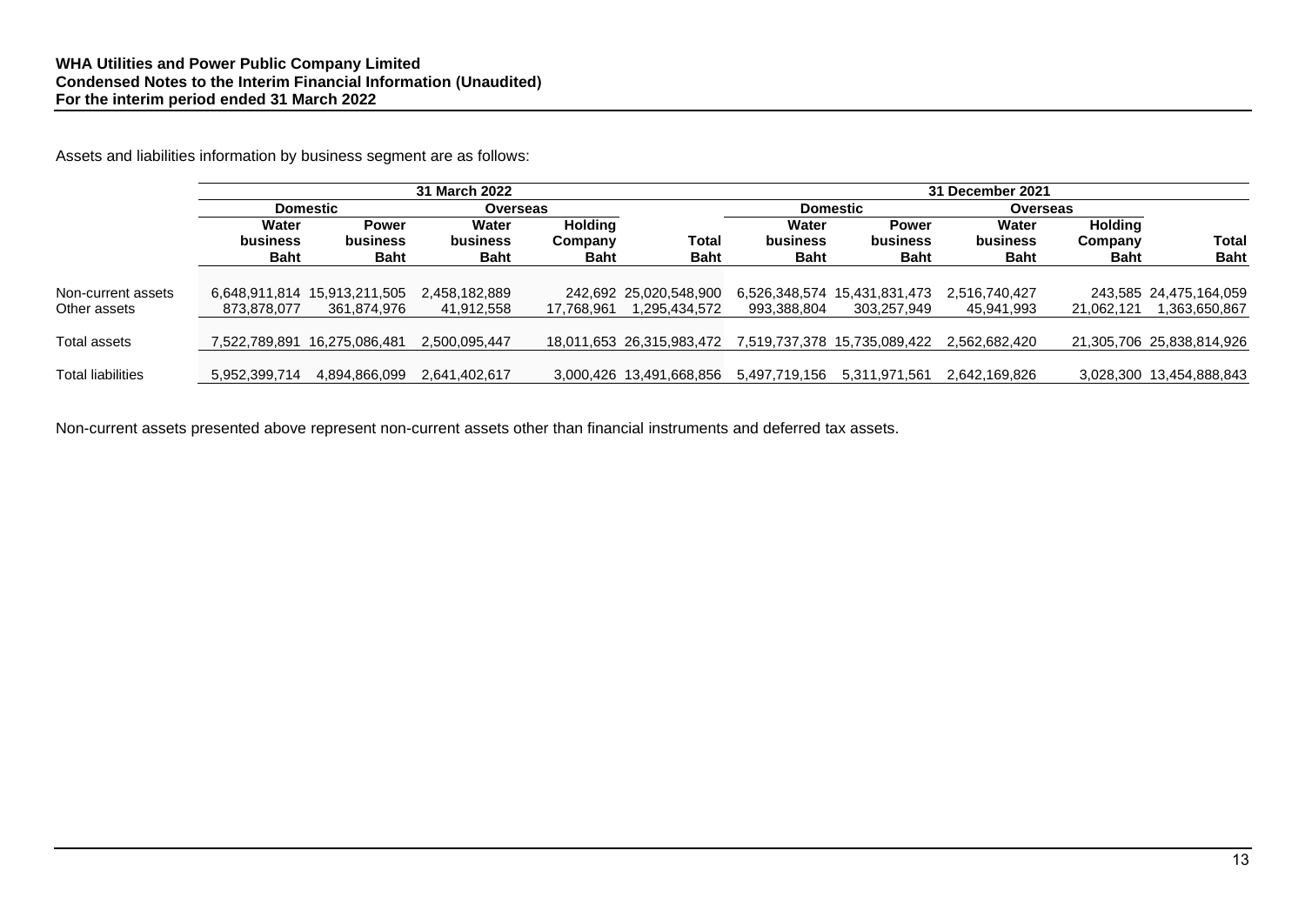Assets and liabilities information by business segment are as follows:

| | 31 March 2022 | | | | | 31 December 2021 | | | | |
|---|---|---|---|---|---|---|---|---|---|---|
| | Domestic | | Overseas | | | Domestic | | Overseas | | |
| | Water business Baht | Power business Baht | Water business Baht | Holding Company Baht | Total Baht | Water business Baht | Power business Baht | Water business Baht | Holding Company Baht | Total Baht |
| Non-current assets | 6,648,911,814 | 15,913,211,505 | 2,458,182,889 | 242,692 | 25,020,548,900 | 6,526,348,574 | 15,431,831,473 | 2,516,740,427 | 243,585 | 24,475,164,059 |
| Other assets | 873,878,077 | 361,874,976 | 41,912,558 | 17,768,961 | 1,295,434,572 | 993,388,804 | 303,257,949 | 45,941,993 | 21,062,121 | 1,363,650,867 |
| Total assets | 7,522,789,891 | 16,275,086,481 | 2,500,095,447 | 18,011,653 | 26,315,983,472 | 7,519,737,378 | 15,735,089,422 | 2,562,682,420 | 21,305,706 | 25,838,814,926 |
| Total liabilities | 5,952,399,714 | 4,894,866,099 | 2,641,402,617 | 3,000,426 | 13,491,668,856 | 5,497,719,156 | 5,311,971,561 | 2,642,169,826 | 3,028,300 | 13,454,888,843 |

Non-current assets presented above represent non-current assets other than financial instruments and deferred tax assets.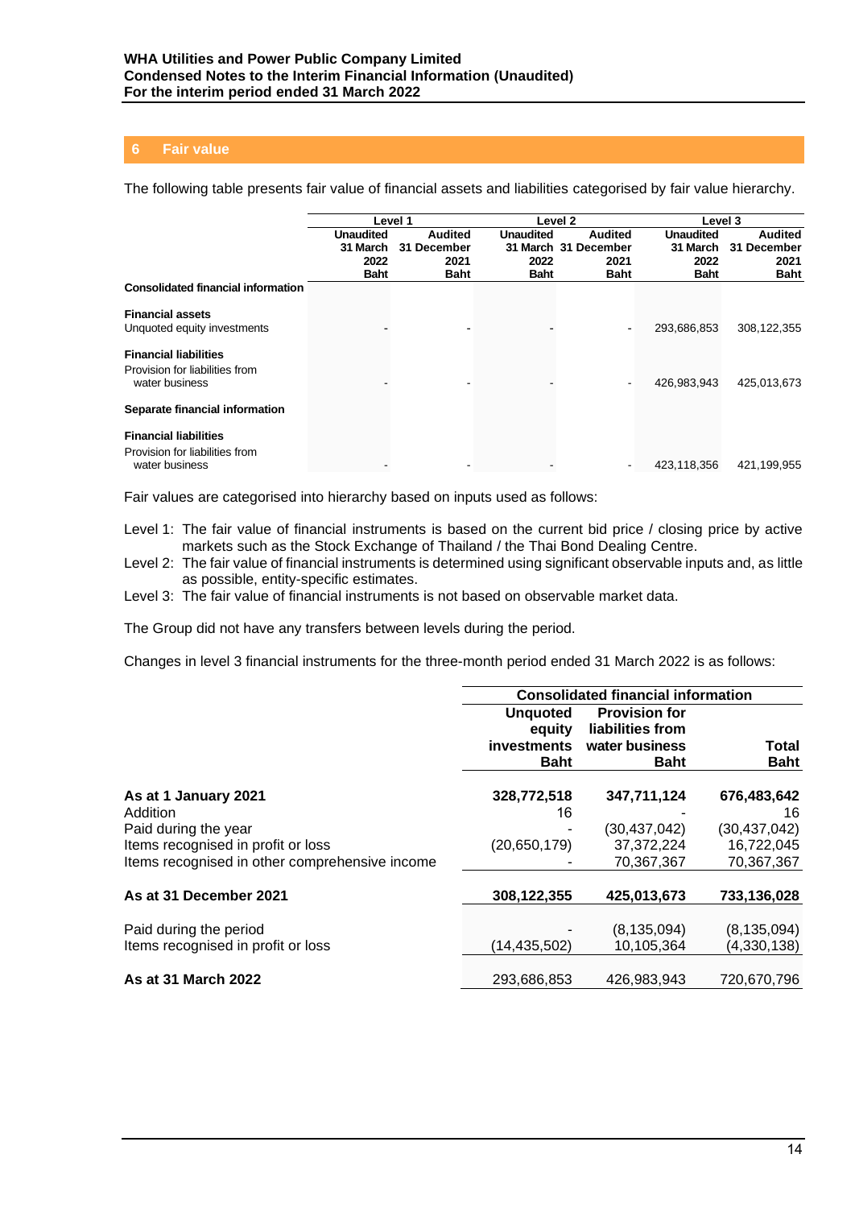## 6 Fair value

The following table presents fair value of financial assets and liabilities categorised by fair value hierarchy.

| | Level 1 | | Level 2 | | Level 3 | |
|---|---|---|---|---|---|---|
| | Unaudited 31 March 2022 Baht | Audited 31 December 2021 Baht | Unaudited 31 March 2022 Baht | Audited 31 December 2021 Baht | Unaudited 31 March 2022 Baht | Audited 31 December 2021 Baht |
| **Consolidated financial information** | | | | | | |
| **Financial assets** | | | | | | |
| Unquoted equity investments | - | - | - | - | 293,686,853 | 308,122,355 |
| **Financial liabilities** | | | | | | |
| Provision for liabilities from water business | - | - | - | - | 426,983,943 | 425,013,673 |
| **Separate financial information** | | | | | | |
| **Financial liabilities** | | | | | | |
| Provision for liabilities from water business | - | - | - | - | 423,118,356 | 421,199,955 |

Fair values are categorised into hierarchy based on inputs used as follows:

Level 1: The fair value of financial instruments is based on the current bid price / closing price by active markets such as the Stock Exchange of Thailand / the Thai Bond Dealing Centre.
Level 2: The fair value of financial instruments is determined using significant observable inputs and, as little as possible, entity-specific estimates.
Level 3: The fair value of financial instruments is not based on observable market data.

The Group did not have any transfers between levels during the period.

Changes in level 3 financial instruments for the three-month period ended 31 March 2022 is as follows:

| | Consolidated financial information | | |
|---|---|---|---|
| | Unquoted equity investments Baht | Provision for liabilities from water business Baht | Total Baht |
| **As at 1 January 2021** | **328,772,518** | **347,711,124** | **676,483,642** |
| Addition | 16 | - | 16 |
| Paid during the year | - | (30,437,042) | (30,437,042) |
| Items recognised in profit or loss | (20,650,179) | 37,372,224 | 16,722,045 |
| Items recognised in other comprehensive income | - | 70,367,367 | 70,367,367 |
| **As at 31 December 2021** | **308,122,355** | **425,013,673** | **733,136,028** |
| Paid during the period | - | (8,135,094) | (8,135,094) |
| Items recognised in profit or loss | (14,435,502) | 10,105,364 | (4,330,138) |
| **As at 31 March 2022** | 293,686,853 | 426,983,943 | 720,670,796 |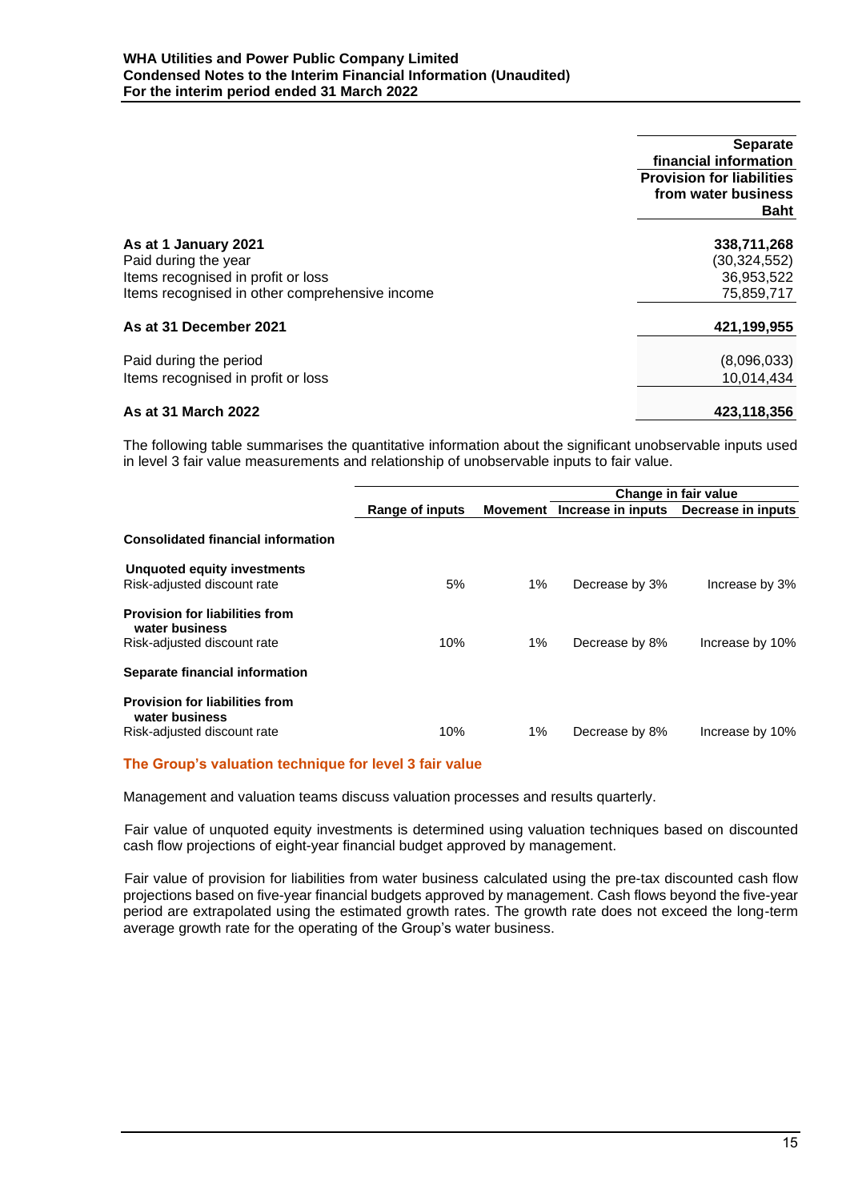| | Separate financial information Provision for liabilities from water business Baht |
|---|---|
| **As at 1 January 2021** | **338,711,268** |
| Paid during the year | (30,324,552) |
| Items recognised in profit or loss | 36,953,522 |
| Items recognised in other comprehensive income | 75,859,717 |
| **As at 31 December 2021** | **421,199,955** |
| Paid during the period | (8,096,033) |
| Items recognised in profit or loss | 10,014,434 |
| **As at 31 March 2022** | **423,118,356** |

The following table summarises the quantitative information about the significant unobservable inputs used in level 3 fair value measurements and relationship of unobservable inputs to fair value.

| | | | Change in fair value | |
|---|---|---|---|---|
| | **Range of inputs** | **Movement** | **Increase in inputs** | **Decrease in inputs** |
| **Consolidated financial information** | | | | |
| **Unquoted equity investments** | | | | |
| Risk-adjusted discount rate | 5% | 1% | Decrease by 3% | Increase by 3% |
| **Provision for liabilities from water business** | | | | |
| Risk-adjusted discount rate | 10% | 1% | Decrease by 8% | Increase by 10% |
| **Separate financial information** | | | | |
| **Provision for liabilities from water business** | | | | |
| Risk-adjusted discount rate | 10% | 1% | Decrease by 8% | Increase by 10% |

### The Group's valuation technique for level 3 fair value

Management and valuation teams discuss valuation processes and results quarterly.

Fair value of unquoted equity investments is determined using valuation techniques based on discounted cash flow projections of eight-year financial budget approved by management.

Fair value of provision for liabilities from water business calculated using the pre-tax discounted cash flow projections based on five-year financial budgets approved by management. Cash flows beyond the five-year period are extrapolated using the estimated growth rates. The growth rate does not exceed the long-term average growth rate for the operating of the Group's water business.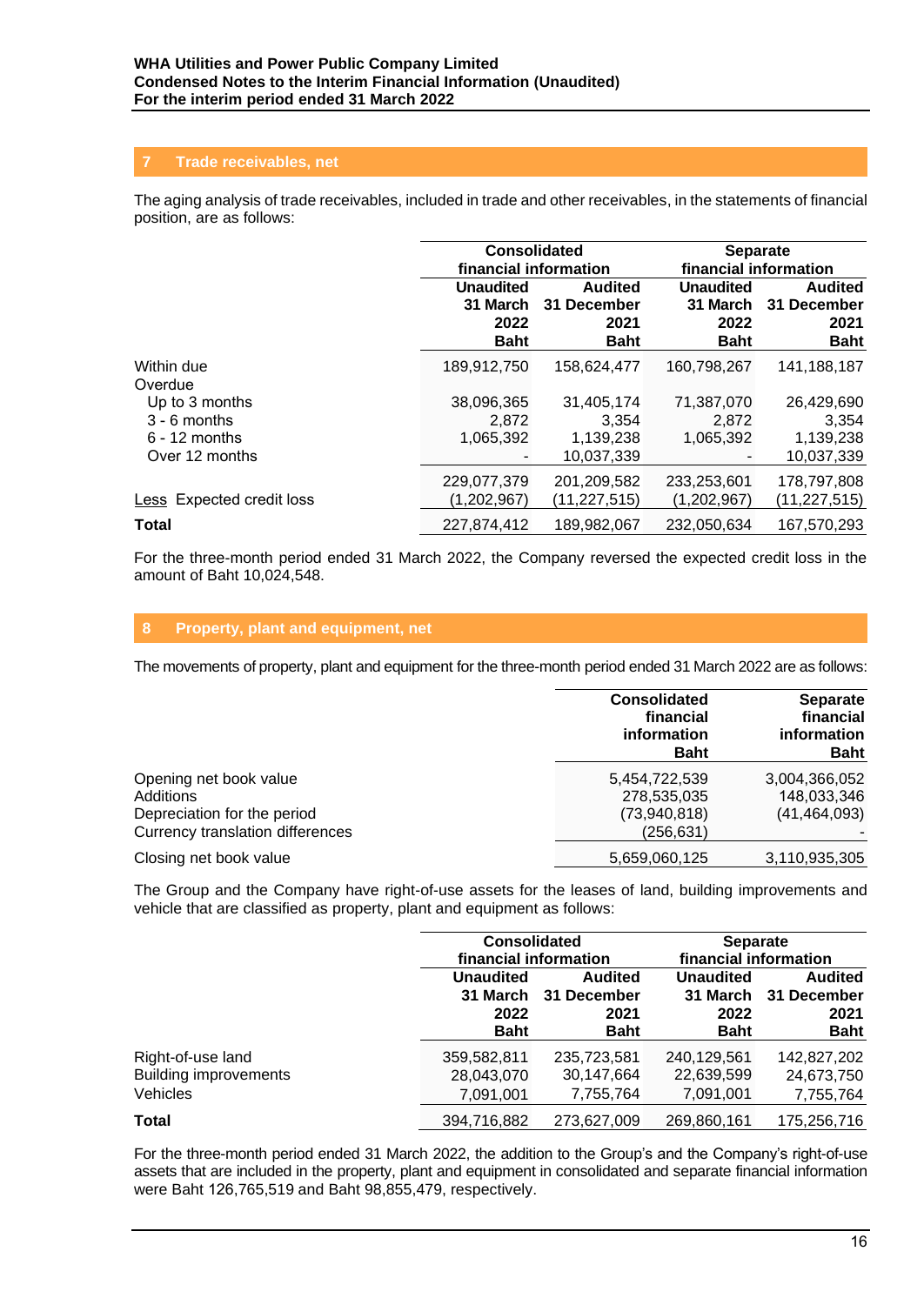## 7 Trade receivables, net

The aging analysis of trade receivables, included in trade and other receivables, in the statements of financial position, are as follows:

| | Consolidated financial information | | Separate financial information | |
|---|---|---|---|---|
| | Unaudited 31 March 2022 Baht | Audited 31 December 2021 Baht | Unaudited 31 March 2022 Baht | Audited 31 December 2021 Baht |
| Within due | 189,912,750 | 158,624,477 | 160,798,267 | 141,188,187 |
| Overdue | | | | |
| Up to 3 months | 38,096,365 | 31,405,174 | 71,387,070 | 26,429,690 |
| 3 - 6 months | 2,872 | 3,354 | 2,872 | 3,354 |
| 6 - 12 months | 1,065,392 | 1,139,238 | 1,065,392 | 1,139,238 |
| Over 12 months | - | 10,037,339 | - | 10,037,339 |
| | 229,077,379 | 201,209,582 | 233,253,601 | 178,797,808 |
| Less Expected credit loss | (1,202,967) | (11,227,515) | (1,202,967) | (11,227,515) |
| **Total** | 227,874,412 | 189,982,067 | 232,050,634 | 167,570,293 |

For the three-month period ended 31 March 2022, the Company reversed the expected credit loss in the amount of Baht 10,024,548.

## 8 Property, plant and equipment, net

The movements of property, plant and equipment for the three-month period ended 31 March 2022 are as follows:

| | Consolidated financial information Baht | Separate financial information Baht |
|---|---|---|
| Opening net book value | 5,454,722,539 | 3,004,366,052 |
| Additions | 278,535,035 | 148,033,346 |
| Depreciation for the period | (73,940,818) | (41,464,093) |
| Currency translation differences | (256,631) | - |
| Closing net book value | 5,659,060,125 | 3,110,935,305 |

The Group and the Company have right-of-use assets for the leases of land, building improvements and vehicle that are classified as property, plant and equipment as follows:

| | Consolidated financial information | | Separate financial information | |
|---|---|---|---|---|
| | Unaudited 31 March 2022 Baht | Audited 31 December 2021 Baht | Unaudited 31 March 2022 Baht | Audited 31 December 2021 Baht |
| Right-of-use land | 359,582,811 | 235,723,581 | 240,129,561 | 142,827,202 |
| Building improvements | 28,043,070 | 30,147,664 | 22,639,599 | 24,673,750 |
| Vehicles | 7,091,001 | 7,755,764 | 7,091,001 | 7,755,764 |
| **Total** | 394,716,882 | 273,627,009 | 269,860,161 | 175,256,716 |

For the three-month period ended 31 March 2022, the addition to the Group's and the Company's right-of-use assets that are included in the property, plant and equipment in consolidated and separate financial information were Baht 126,765,519 and Baht 98,855,479, respectively.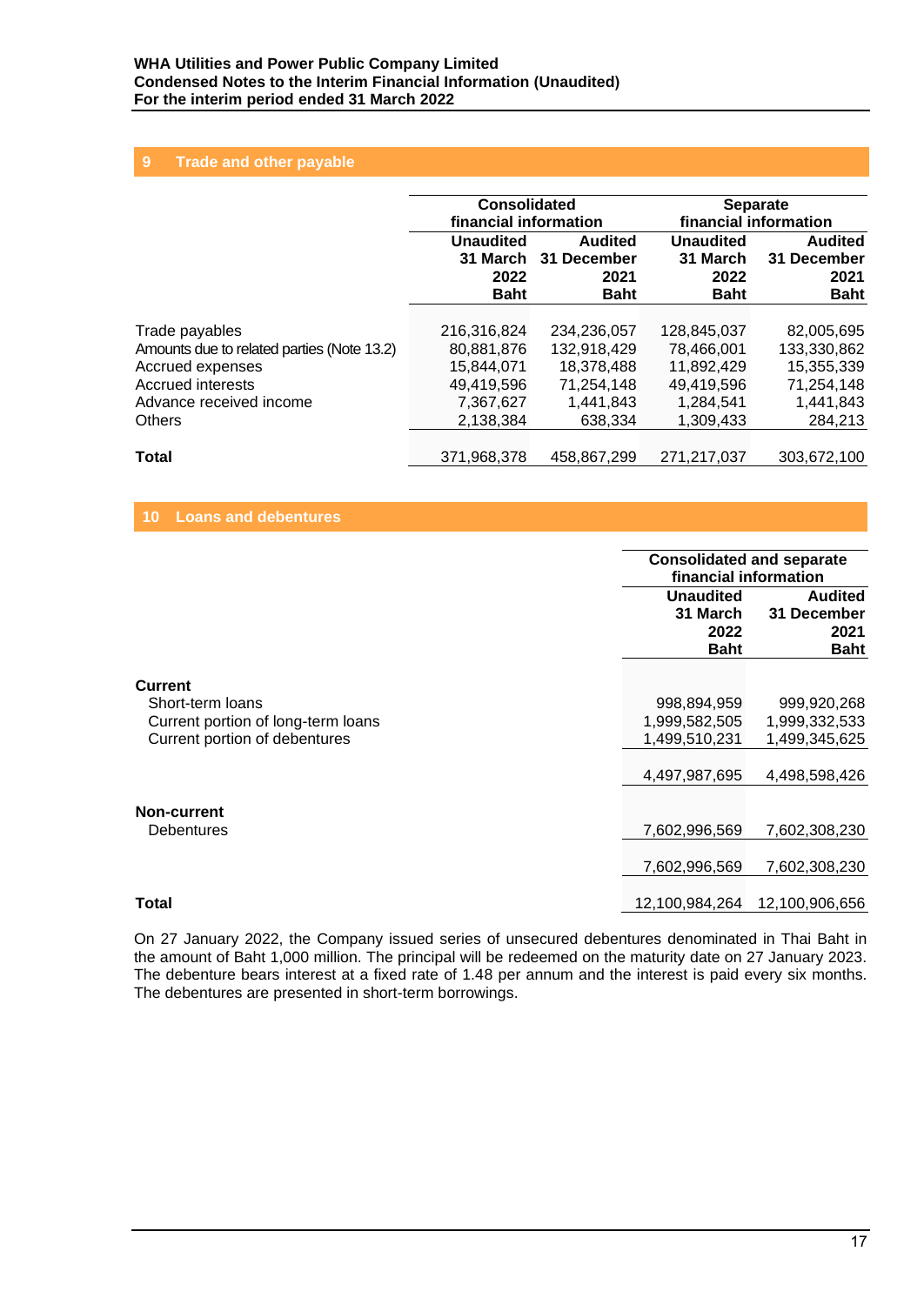## 9 Trade and other payable

| | Consolidated financial information | | Separate financial information | |
|---|---|---|---|---|
| | Unaudited 31 March 2022 Baht | Audited 31 December 2021 Baht | Unaudited 31 March 2022 Baht | Audited 31 December 2021 Baht |
| Trade payables | 216,316,824 | 234,236,057 | 128,845,037 | 82,005,695 |
| Amounts due to related parties (Note 13.2) | 80,881,876 | 132,918,429 | 78,466,001 | 133,330,862 |
| Accrued expenses | 15,844,071 | 18,378,488 | 11,892,429 | 15,355,339 |
| Accrued interests | 49,419,596 | 71,254,148 | 49,419,596 | 71,254,148 |
| Advance received income | 7,367,627 | 1,441,843 | 1,284,541 | 1,441,843 |
| Others | 2,138,384 | 638,334 | 1,309,433 | 284,213 |
| **Total** | 371,968,378 | 458,867,299 | 271,217,037 | 303,672,100 |

## 10 Loans and debentures

| | Consolidated and separate financial information | |
|---|---|---|
| | Unaudited 31 March 2022 Baht | Audited 31 December 2021 Baht |
| **Current** | | |
| Short-term loans | 998,894,959 | 999,920,268 |
| Current portion of long-term loans | 1,999,582,505 | 1,999,332,533 |
| Current portion of debentures | 1,499,510,231 | 1,499,345,625 |
| | 4,497,987,695 | 4,498,598,426 |
| **Non-current** | | |
| Debentures | 7,602,996,569 | 7,602,308,230 |
| | 7,602,996,569 | 7,602,308,230 |
| **Total** | 12,100,984,264 | 12,100,906,656 |

On 27 January 2022, the Company issued series of unsecured debentures denominated in Thai Baht in the amount of Baht 1,000 million. The principal will be redeemed on the maturity date on 27 January 2023. The debenture bears interest at a fixed rate of 1.48 per annum and the interest is paid every six months. The debentures are presented in short-term borrowings.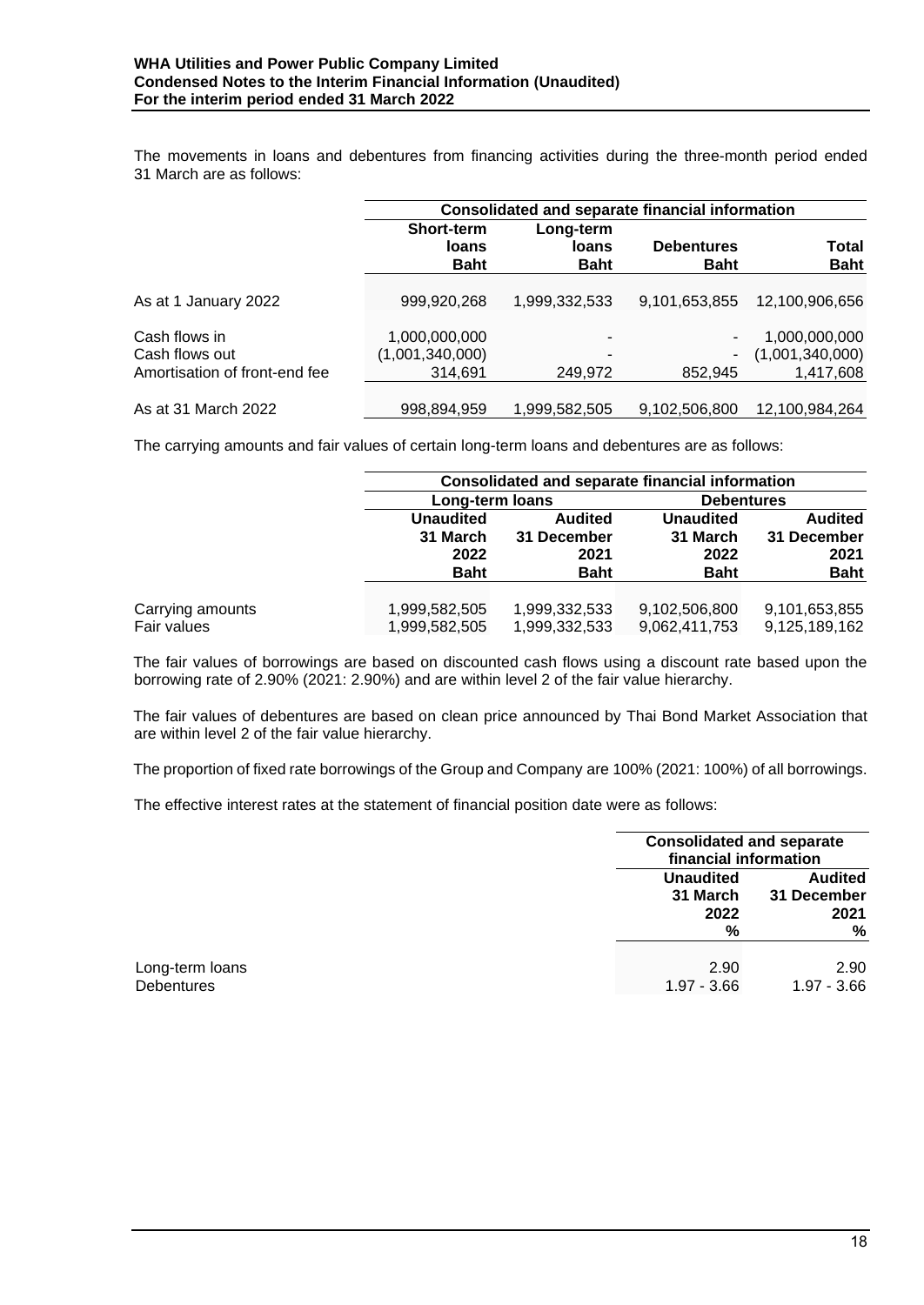The movements in loans and debentures from financing activities during the three-month period ended 31 March are as follows:

| | Consolidated and separate financial information | | | |
|---|---|---|---|---|
| | Short-term loans Baht | Long-term loans Baht | Debentures Baht | Total Baht |
| As at 1 January 2022 | 999,920,268 | 1,999,332,533 | 9,101,653,855 | 12,100,906,656 |
| Cash flows in | 1,000,000,000 | - | - | 1,000,000,000 |
| Cash flows out | (1,001,340,000) | - | - | (1,001,340,000) |
| Amortisation of front-end fee | 314,691 | 249,972 | 852,945 | 1,417,608 |
| As at 31 March 2022 | 998,894,959 | 1,999,582,505 | 9,102,506,800 | 12,100,984,264 |

The carrying amounts and fair values of certain long-term loans and debentures are as follows:

| | Consolidated and separate financial information | | | |
|---|---|---|---|---|
| | Long-term loans | | Debentures | |
| | Unaudited 31 March 2022 Baht | Audited 31 December 2021 Baht | Unaudited 31 March 2022 Baht | Audited 31 December 2021 Baht |
| Carrying amounts | 1,999,582,505 | 1,999,332,533 | 9,102,506,800 | 9,101,653,855 |
| Fair values | 1,999,582,505 | 1,999,332,533 | 9,062,411,753 | 9,125,189,162 |

The fair values of borrowings are based on discounted cash flows using a discount rate based upon the borrowing rate of 2.90% (2021: 2.90%) and are within level 2 of the fair value hierarchy.

The fair values of debentures are based on clean price announced by Thai Bond Market Association that are within level 2 of the fair value hierarchy.

The proportion of fixed rate borrowings of the Group and Company are 100% (2021: 100%) of all borrowings.

The effective interest rates at the statement of financial position date were as follows:

| | Consolidated and separate financial information | |
|---|---|---|
| | Unaudited 31 March 2022 % | Audited 31 December 2021 % |
| Long-term loans | 2.90 | 2.90 |
| Debentures | 1.97 - 3.66 | 1.97 - 3.66 |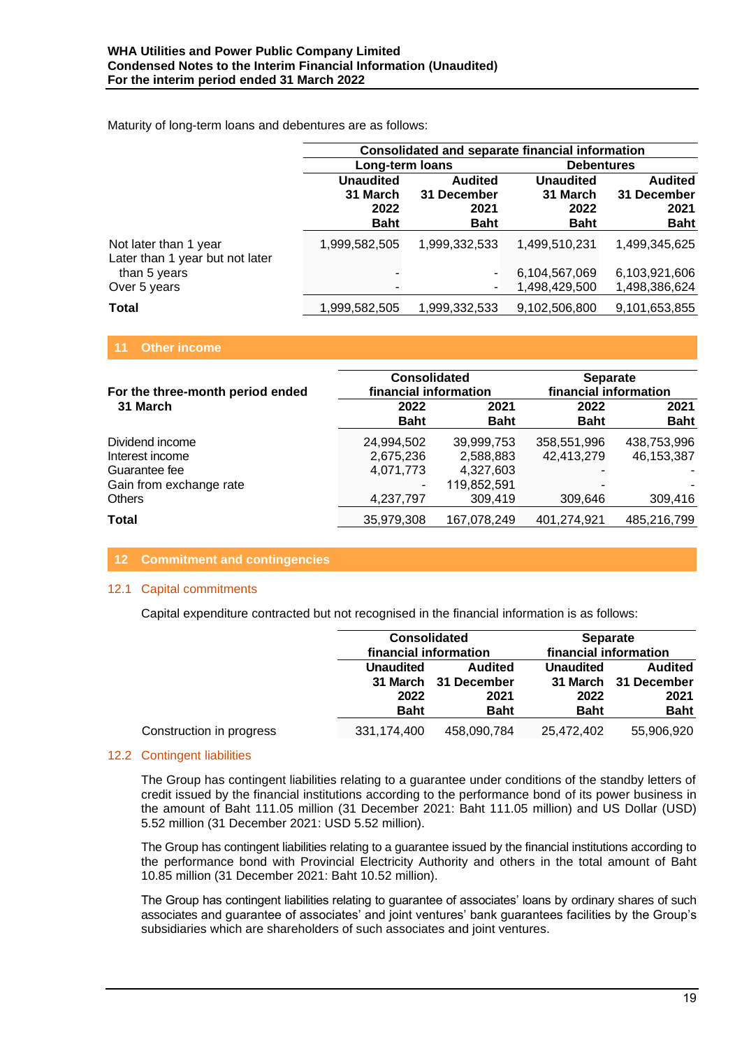Maturity of long-term loans and debentures are as follows:

| | Consolidated and separate financial information | | | |
|---|---|---|---|---|
| | Long-term loans | | Debentures | |
| | Unaudited 31 March 2022 Baht | Audited 31 December 2021 Baht | Unaudited 31 March 2022 Baht | Audited 31 December 2021 Baht |
| Not later than 1 year | 1,999,582,505 | 1,999,332,533 | 1,499,510,231 | 1,499,345,625 |
| Later than 1 year but not later than 5 years | - | - | 6,104,567,069 | 6,103,921,606 |
| Over 5 years | - | - | 1,498,429,500 | 1,498,386,624 |
| **Total** | 1,999,582,505 | 1,999,332,533 | 9,102,506,800 | 9,101,653,855 |

## 11 Other income

| For the three-month period ended 31 March | Consolidated financial information | | Separate financial information | |
|---|---|---|---|---|
| | 2022 Baht | 2021 Baht | 2022 Baht | 2021 Baht |
| Dividend income | 24,994,502 | 39,999,753 | 358,551,996 | 438,753,996 |
| Interest income | 2,675,236 | 2,588,883 | 42,413,279 | 46,153,387 |
| Guarantee fee | 4,071,773 | 4,327,603 | - | - |
| Gain from exchange rate | - | 119,852,591 | - | - |
| Others | 4,237,797 | 309,419 | 309,646 | 309,416 |
| **Total** | 35,979,308 | 167,078,249 | 401,274,921 | 485,216,799 |

## 12 Commitment and contingencies

### 12.1 Capital commitments

Capital expenditure contracted but not recognised in the financial information is as follows:

| | Consolidated financial information | | Separate financial information | |
|---|---|---|---|---|
| | Unaudited 31 March 2022 Baht | Audited 31 December 2021 Baht | Unaudited 31 March 2022 Baht | Audited 31 December 2021 Baht |
| Construction in progress | 331,174,400 | 458,090,784 | 25,472,402 | 55,906,920 |

### 12.2 Contingent liabilities

The Group has contingent liabilities relating to a guarantee under conditions of the standby letters of credit issued by the financial institutions according to the performance bond of its power business in the amount of Baht 111.05 million (31 December 2021: Baht 111.05 million) and US Dollar (USD) 5.52 million (31 December 2021: USD 5.52 million).

The Group has contingent liabilities relating to a guarantee issued by the financial institutions according to the performance bond with Provincial Electricity Authority and others in the total amount of Baht 10.85 million (31 December 2021: Baht 10.52 million).

The Group has contingent liabilities relating to guarantee of associates' loans by ordinary shares of such associates and guarantee of associates' and joint ventures' bank guarantees facilities by the Group's subsidiaries which are shareholders of such associates and joint ventures.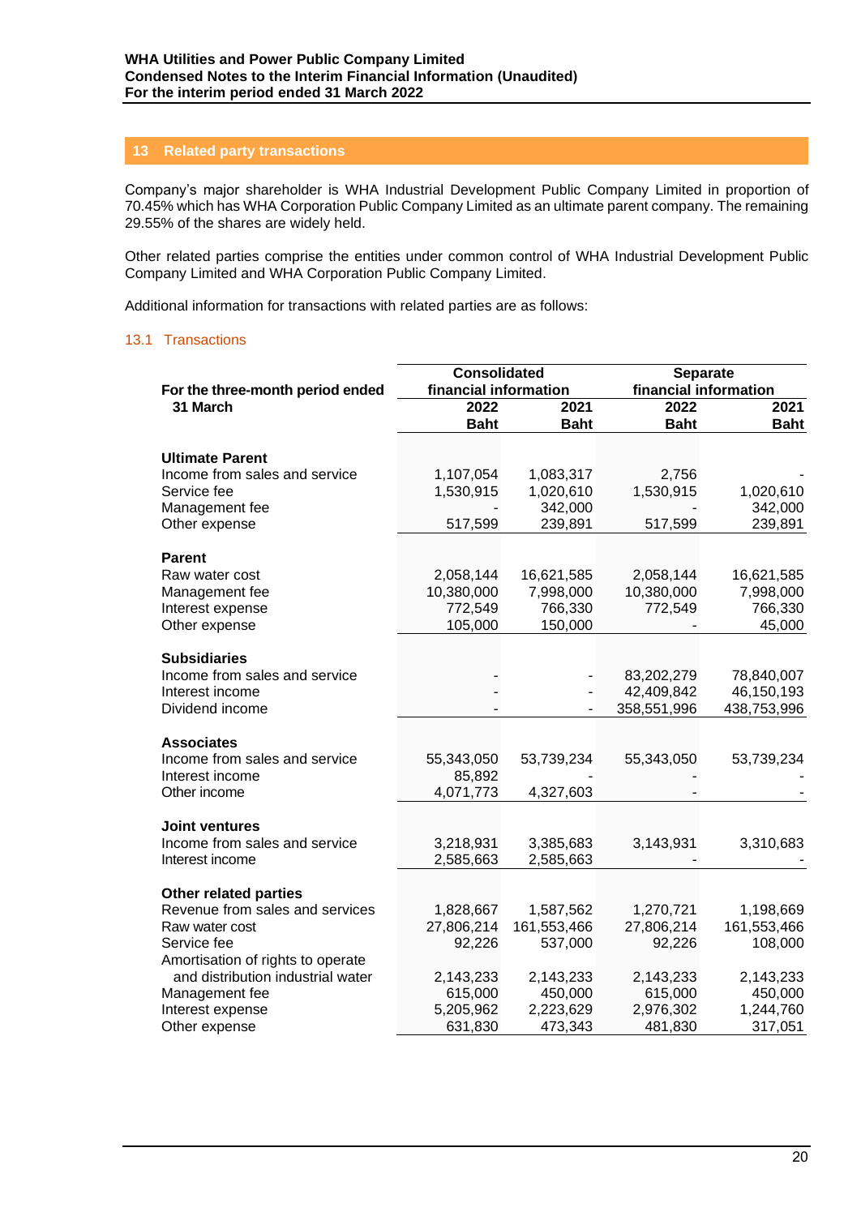## 13 Related party transactions

Company's major shareholder is WHA Industrial Development Public Company Limited in proportion of 70.45% which has WHA Corporation Public Company Limited as an ultimate parent company. The remaining 29.55% of the shares are widely held.

Other related parties comprise the entities under common control of WHA Industrial Development Public Company Limited and WHA Corporation Public Company Limited.

Additional information for transactions with related parties are as follows:

### 13.1 Transactions

| For the three-month period ended 31 March | Consolidated financial information | | Separate financial information | |
|---|---|---|---|---|
| | 2022 Baht | 2021 Baht | 2022 Baht | 2021 Baht |
| **Ultimate Parent** | | | | |
| Income from sales and service | 1,107,054 | 1,083,317 | 2,756 | - |
| Service fee | 1,530,915 | 1,020,610 | 1,530,915 | 1,020,610 |
| Management fee | - | 342,000 | - | 342,000 |
| Other expense | 517,599 | 239,891 | 517,599 | 239,891 |
| **Parent** | | | | |
| Raw water cost | 2,058,144 | 16,621,585 | 2,058,144 | 16,621,585 |
| Management fee | 10,380,000 | 7,998,000 | 10,380,000 | 7,998,000 |
| Interest expense | 772,549 | 766,330 | 772,549 | 766,330 |
| Other expense | 105,000 | 150,000 | - | 45,000 |
| **Subsidiaries** | | | | |
| Income from sales and service | - | - | 83,202,279 | 78,840,007 |
| Interest income | - | - | 42,409,842 | 46,150,193 |
| Dividend income | - | - | 358,551,996 | 438,753,996 |
| **Associates** | | | | |
| Income from sales and service | 55,343,050 | 53,739,234 | 55,343,050 | 53,739,234 |
| Interest income | 85,892 | - | - | - |
| Other income | 4,071,773 | 4,327,603 | - | - |
| **Joint ventures** | | | | |
| Income from sales and service | 3,218,931 | 3,385,683 | 3,143,931 | 3,310,683 |
| Interest income | 2,585,663 | 2,585,663 | - | - |
| **Other related parties** | | | | |
| Revenue from sales and services | 1,828,667 | 1,587,562 | 1,270,721 | 1,198,669 |
| Raw water cost | 27,806,214 | 161,553,466 | 27,806,214 | 161,553,466 |
| Service fee | 92,226 | 537,000 | 92,226 | 108,000 |
| Amortisation of rights to operate and distribution industrial water | 2,143,233 | 2,143,233 | 2,143,233 | 2,143,233 |
| Management fee | 615,000 | 450,000 | 615,000 | 450,000 |
| Interest expense | 5,205,962 | 2,223,629 | 2,976,302 | 1,244,760 |
| Other expense | 631,830 | 473,343 | 481,830 | 317,051 |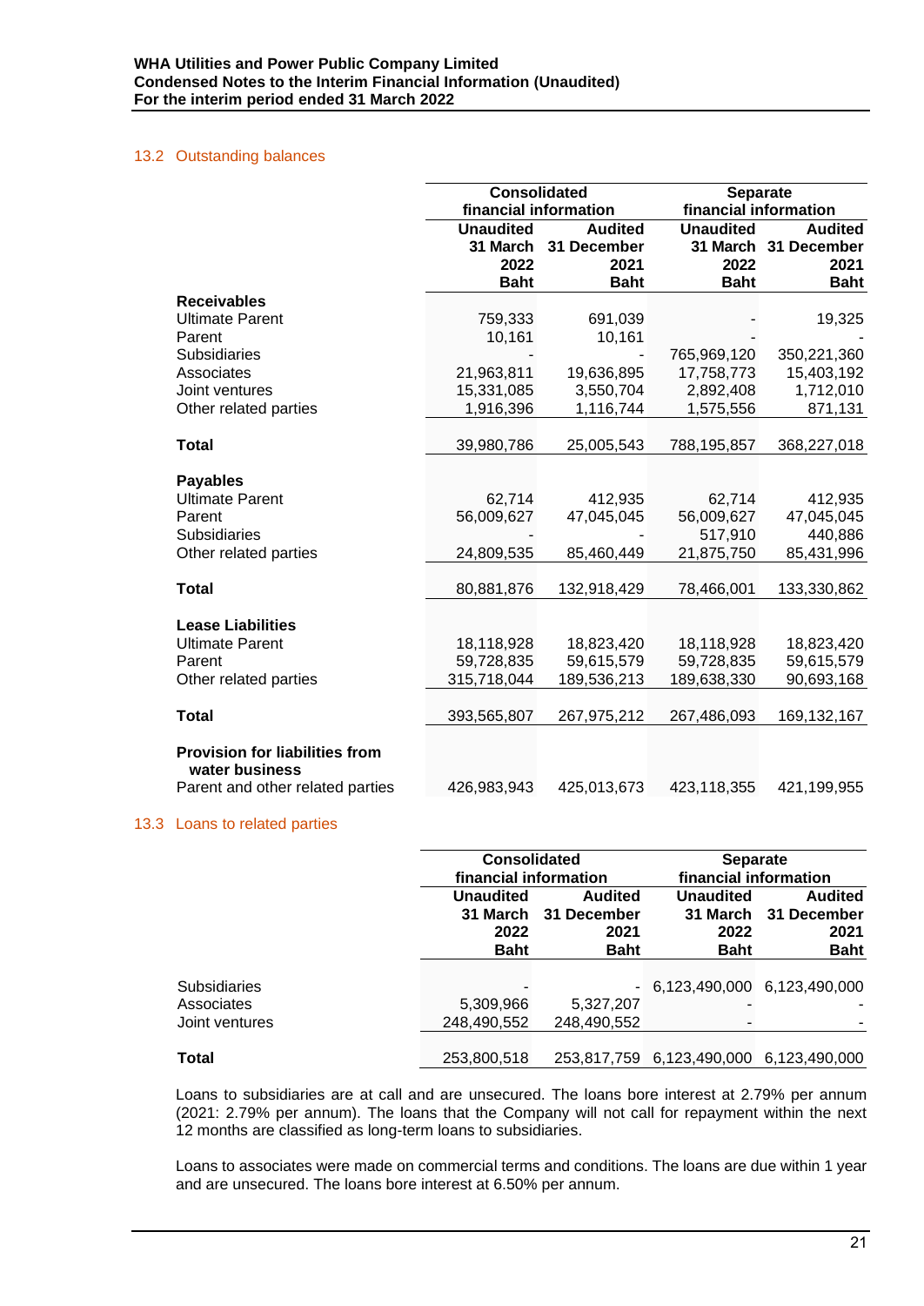### 13.2 Outstanding balances

| | Consolidated financial information | | Separate financial information | |
|---|---|---|---|---|
| | Unaudited 31 March 2022 Baht | Audited 31 December 2021 Baht | Unaudited 31 March 2022 Baht | Audited 31 December 2021 Baht |
| **Receivables** | | | | |
| Ultimate Parent | 759,333 | 691,039 | - | 19,325 |
| Parent | 10,161 | 10,161 | - | - |
| Subsidiaries | - | - | 765,969,120 | 350,221,360 |
| Associates | 21,963,811 | 19,636,895 | 17,758,773 | 15,403,192 |
| Joint ventures | 15,331,085 | 3,550,704 | 2,892,408 | 1,712,010 |
| Other related parties | 1,916,396 | 1,116,744 | 1,575,556 | 871,131 |
| **Total** | 39,980,786 | 25,005,543 | 788,195,857 | 368,227,018 |
| **Payables** | | | | |
| Ultimate Parent | 62,714 | 412,935 | 62,714 | 412,935 |
| Parent | 56,009,627 | 47,045,045 | 56,009,627 | 47,045,045 |
| Subsidiaries | - | - | 517,910 | 440,886 |
| Other related parties | 24,809,535 | 85,460,449 | 21,875,750 | 85,431,996 |
| **Total** | 80,881,876 | 132,918,429 | 78,466,001 | 133,330,862 |
| **Lease Liabilities** | | | | |
| Ultimate Parent | 18,118,928 | 18,823,420 | 18,118,928 | 18,823,420 |
| Parent | 59,728,835 | 59,615,579 | 59,728,835 | 59,615,579 |
| Other related parties | 315,718,044 | 189,536,213 | 189,638,330 | 90,693,168 |
| **Total** | 393,565,807 | 267,975,212 | 267,486,093 | 169,132,167 |
| **Provision for liabilities from water business** | | | | |
| Parent and other related parties | 426,983,943 | 425,013,673 | 423,118,355 | 421,199,955 |

### 13.3 Loans to related parties

| | Consolidated financial information | | Separate financial information | |
|---|---|---|---|---|
| | Unaudited 31 March 2022 Baht | Audited 31 December 2021 Baht | Unaudited 31 March 2022 Baht | Audited 31 December 2021 Baht |
| Subsidiaries | - | - | 6,123,490,000 | 6,123,490,000 |
| Associates | 5,309,966 | 5,327,207 | - | - |
| Joint ventures | 248,490,552 | 248,490,552 | - | - |
| **Total** | 253,800,518 | 253,817,759 | 6,123,490,000 | 6,123,490,000 |

Loans to subsidiaries are at call and are unsecured. The loans bore interest at 2.79% per annum (2021: 2.79% per annum). The loans that the Company will not call for repayment within the next 12 months are classified as long-term loans to subsidiaries.

Loans to associates were made on commercial terms and conditions. The loans are due within 1 year and are unsecured. The loans bore interest at 6.50% per annum.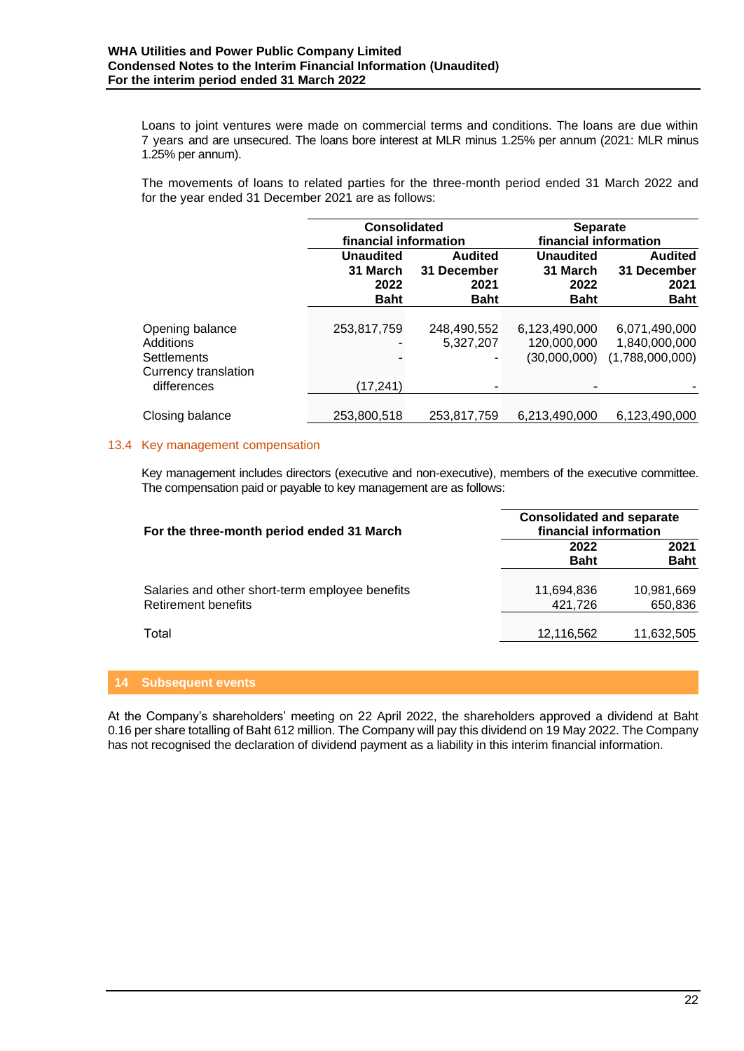Loans to joint ventures were made on commercial terms and conditions. The loans are due within 7 years and are unsecured. The loans bore interest at MLR minus 1.25% per annum (2021: MLR minus 1.25% per annum).

The movements of loans to related parties for the three-month period ended 31 March 2022 and for the year ended 31 December 2021 are as follows:

| | Consolidated financial information | | Separate financial information | |
|---|---|---|---|---|
| | Unaudited 31 March 2022 Baht | Audited 31 December 2021 Baht | Unaudited 31 March 2022 Baht | Audited 31 December 2021 Baht |
| Opening balance | 253,817,759 | 248,490,552 | 6,123,490,000 | 6,071,490,000 |
| Additions | - | 5,327,207 | 120,000,000 | 1,840,000,000 |
| Settlements | - | - | (30,000,000) | (1,788,000,000) |
| Currency translation differences | (17,241) | - | - | - |
| Closing balance | 253,800,518 | 253,817,759 | 6,213,490,000 | 6,123,490,000 |

### 13.4 Key management compensation

Key management includes directors (executive and non-executive), members of the executive committee. The compensation paid or payable to key management are as follows:

| For the three-month period ended 31 March | Consolidated and separate financial information | |
|---|---|---|
| | 2022 Baht | 2021 Baht |
| Salaries and other short-term employee benefits | 11,694,836 | 10,981,669 |
| Retirement benefits | 421,726 | 650,836 |
| Total | 12,116,562 | 11,632,505 |

## 14 Subsequent events

At the Company's shareholders' meeting on 22 April 2022, the shareholders approved a dividend at Baht 0.16 per share totalling of Baht 612 million. The Company will pay this dividend on 19 May 2022. The Company has not recognised the declaration of dividend payment as a liability in this interim financial information.